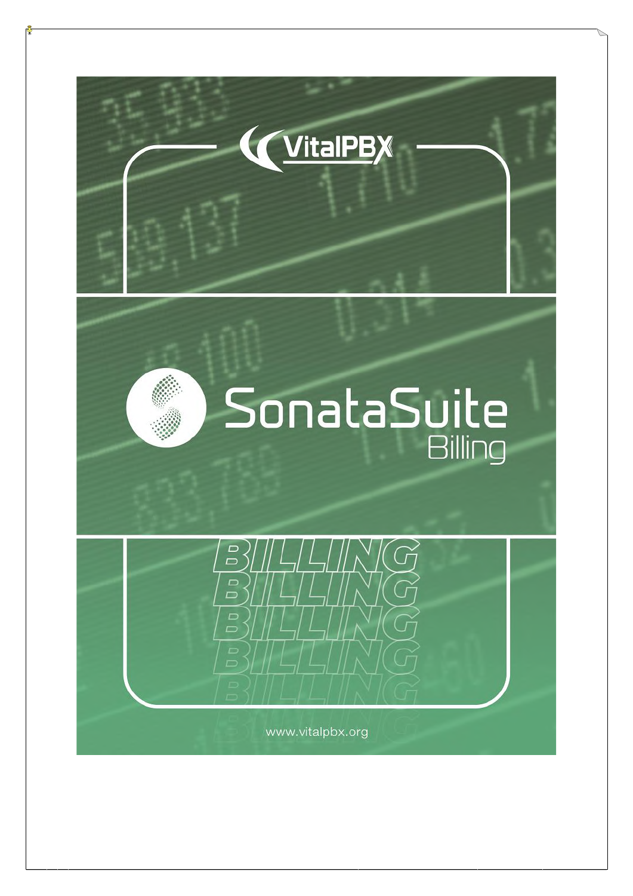# VitalPBX

# SonataSuite Billing

BILLING

www.vitalpbx.org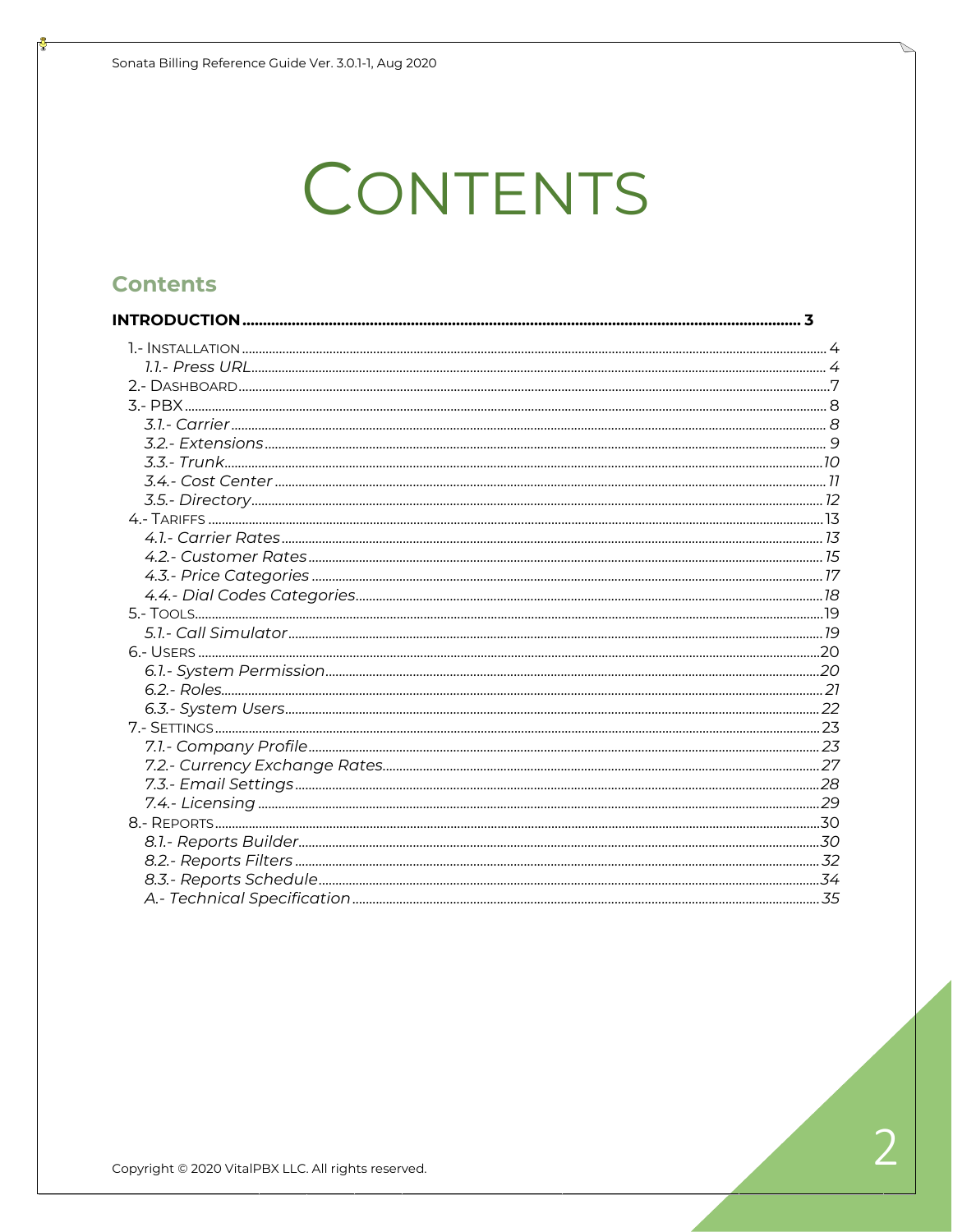# CONTENTS

## Contents

**INTRODUCTION** ........ 3

- 1.- INSTALLATION ........ 4
  - *1.1.- Press URL* ........ 4
- 2.- DASHBOARD ........ 7
- 3.- PBX ........ 8
  - *3.1.- Carrier* ........ 8
  - *3.2.- Extensions* ........ 9
  - *3.3.- Trunk* ........ 10
  - *3.4.- Cost Center* ........ 11
  - *3.5.- Directory* ........ 12
- 4.- TARIFFS ........ 13
  - *4.1.- Carrier Rates* ........ 13
  - *4.2.- Customer Rates* ........ 15
  - *4.3.- Price Categories* ........ 17
  - *4.4.- Dial Codes Categories* ........ 18
- 5.- TOOLS ........ 19
  - *5.1.- Call Simulator* ........ 19
- 6.- USERS ........ 20
  - *6.1.- System Permission* ........ 20
  - *6.2.- Roles* ........ 21
  - *6.3.- System Users* ........ 22
- 7.- SETTINGS ........ 23
  - *7.1.- Company Profile* ........ 23
  - *7.2.- Currency Exchange Rates* ........ 27
  - *7.3.- Email Settings* ........ 28
  - *7.4.- Licensing* ........ 29
- 8.- REPORTS ........ 30
  - *8.1.- Reports Builder* ........ 30
  - *8.2.- Reports Filters* ........ 32
  - *8.3.- Reports Schedule* ........ 34
  - *A.- Technical Specification* ........ 35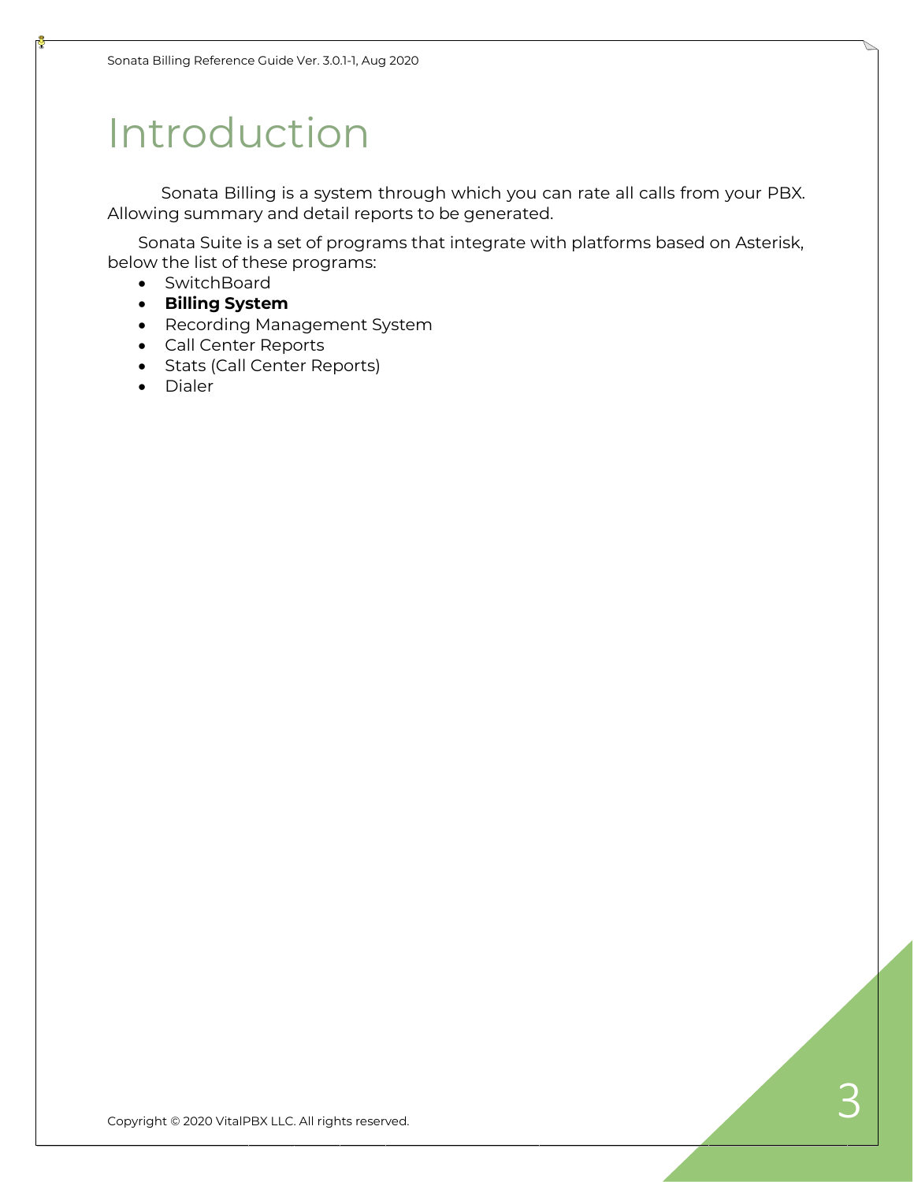# Introduction

Sonata Billing is a system through which you can rate all calls from your PBX. Allowing summary and detail reports to be generated.

Sonata Suite is a set of programs that integrate with platforms based on Asterisk, below the list of these programs:

- SwitchBoard
- **Billing System**
- Recording Management System
- Call Center Reports
- Stats (Call Center Reports)
- Dialer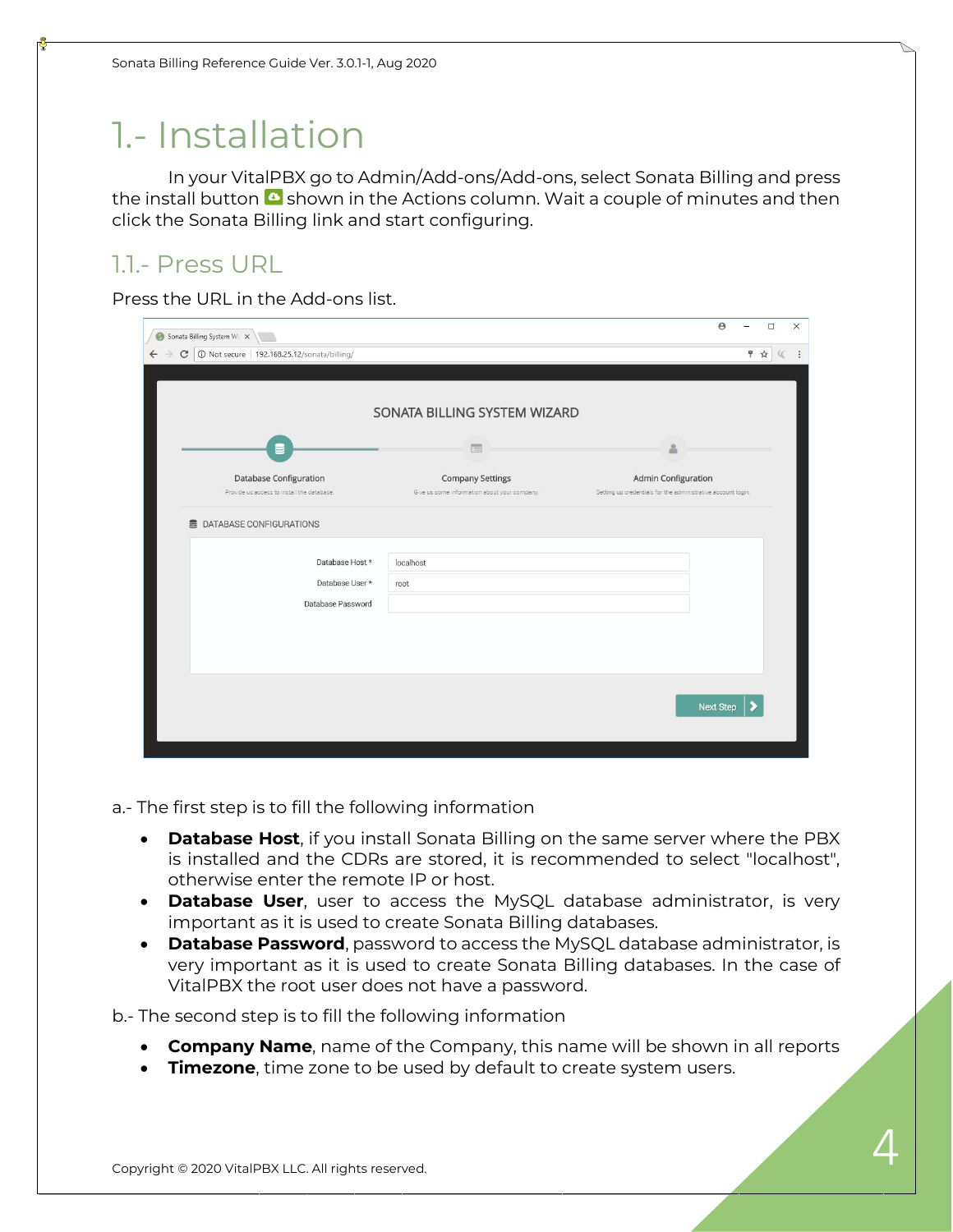# 1.- Installation

In your VitalPBX go to Admin/Add-ons/Add-ons, select Sonata Billing and press the install button shown in the Actions column. Wait a couple of minutes and then click the Sonata Billing link and start configuring.

## 1.1.- Press URL

Press the URL in the Add-ons list.

a.- The first step is to fill the following information

- **Database Host**, if you install Sonata Billing on the same server where the PBX is installed and the CDRs are stored, it is recommended to select "localhost", otherwise enter the remote IP or host.
- **Database User**, user to access the MySQL database administrator, is very important as it is used to create Sonata Billing databases.
- **Database Password**, password to access the MySQL database administrator, is very important as it is used to create Sonata Billing databases. In the case of VitalPBX the root user does not have a password.

b.- The second step is to fill the following information

- **Company Name**, name of the Company, this name will be shown in all reports
- **Timezone**, time zone to be used by default to create system users.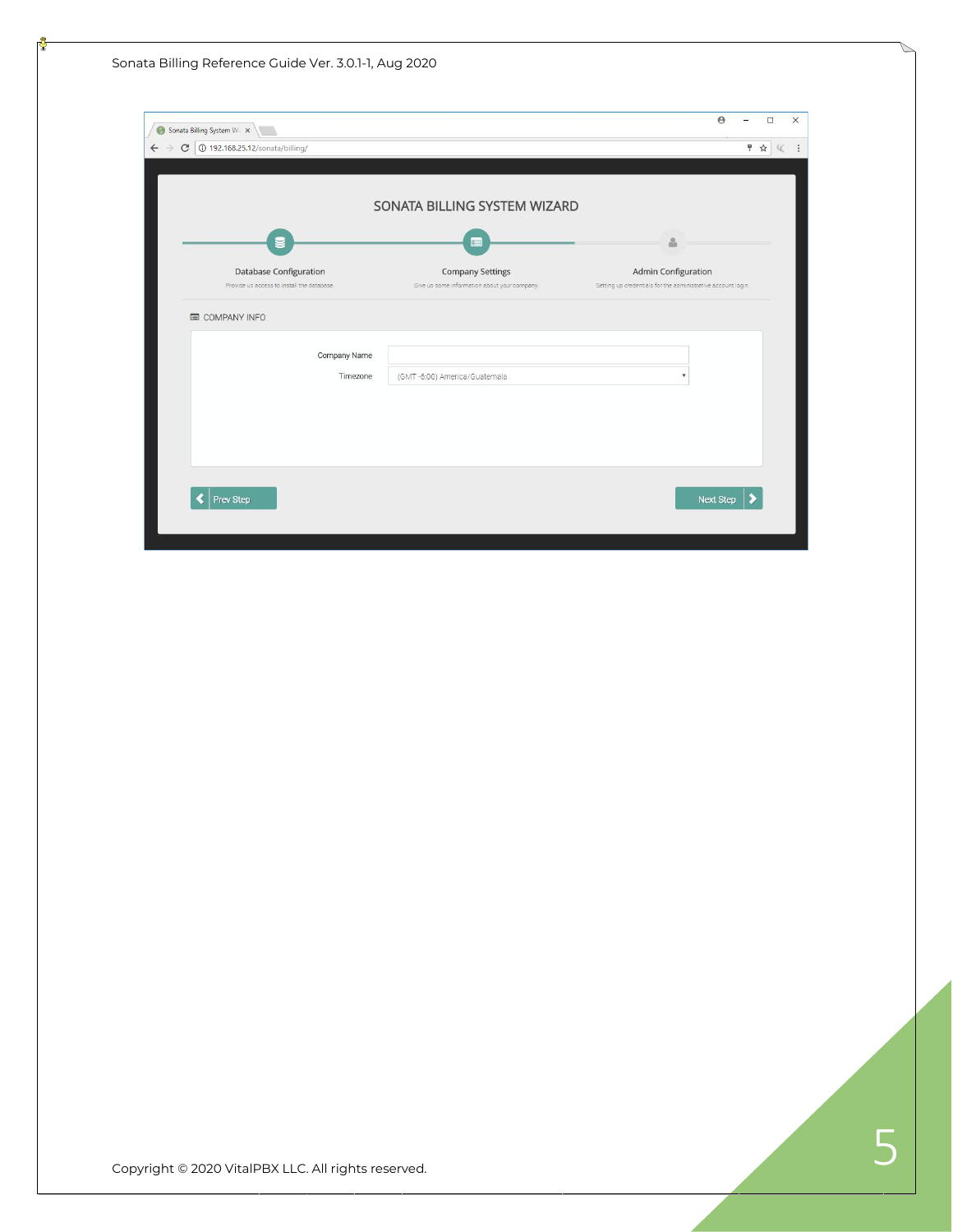SONATA BILLING SYSTEM WIZARD

Database Configuration
Provide us access to install the database.

Company Settings
Give us some information about your company.

Admin Configuration
Setting up credentials for the administrative account login.

COMPANY INFO

Company Name

Timezone (GMT -6:00) America/Guatemala

Prev Step

Next Step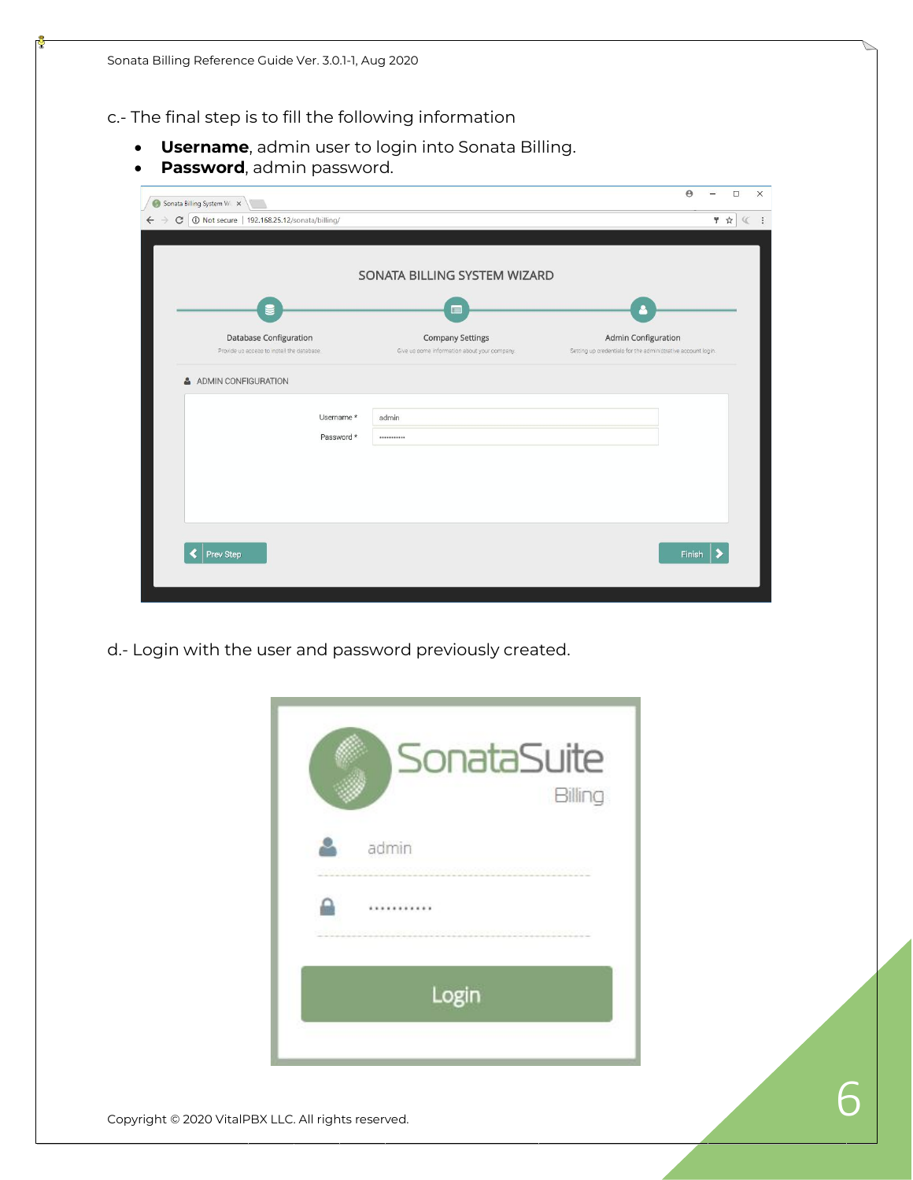c.- The final step is to fill the following information

- **Username**, admin user to login into Sonata Billing.
- **Password**, admin password.

d.- Login with the user and password previously created.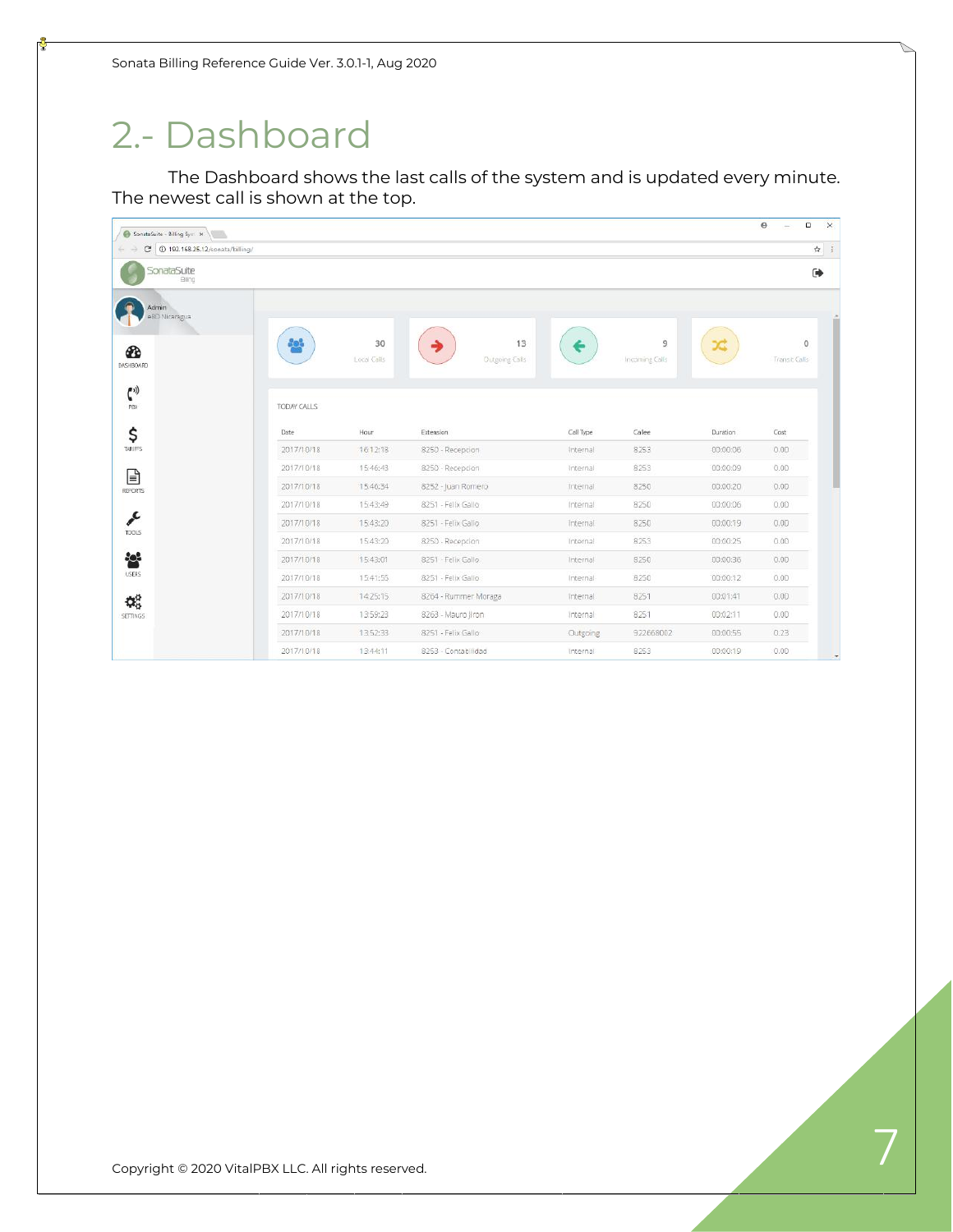# 2.- Dashboard

The Dashboard shows the last calls of the system and is updated every minute. The newest call is shown at the top.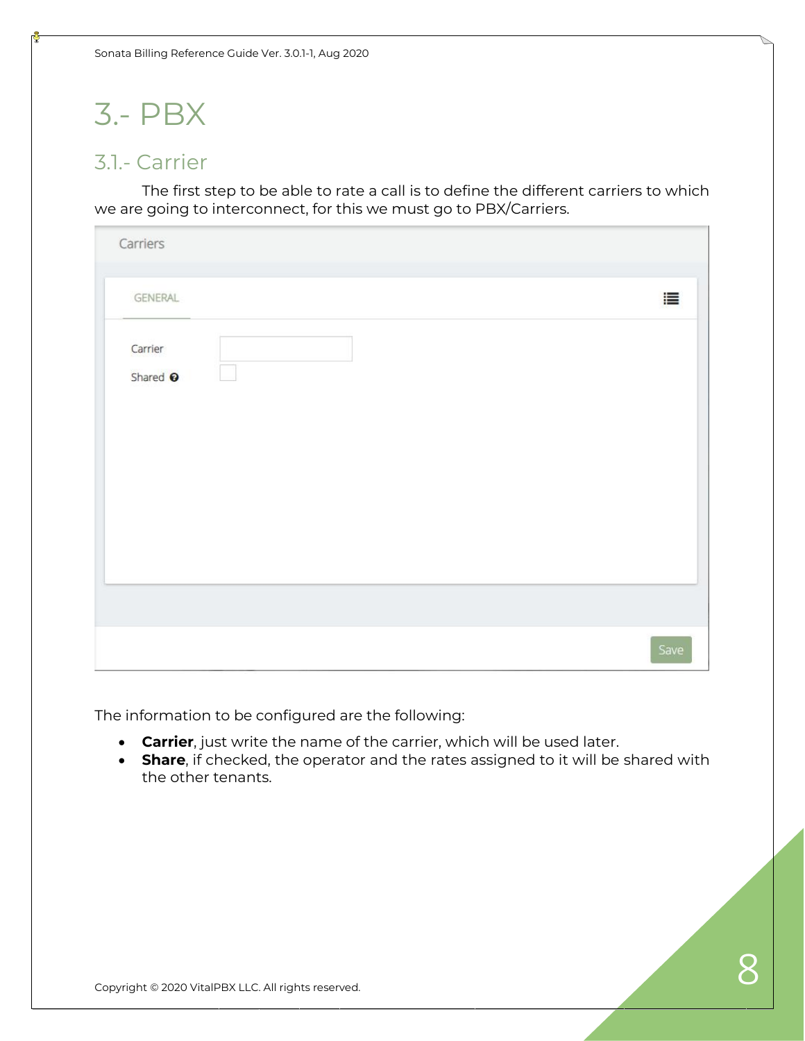# 3.- PBX

## 3.1.- Carrier

The first step to be able to rate a call is to define the different carriers to which we are going to interconnect, for this we must go to PBX/Carriers.

The information to be configured are the following:

- **Carrier**, just write the name of the carrier, which will be used later.
- **Share**, if checked, the operator and the rates assigned to it will be shared with the other tenants.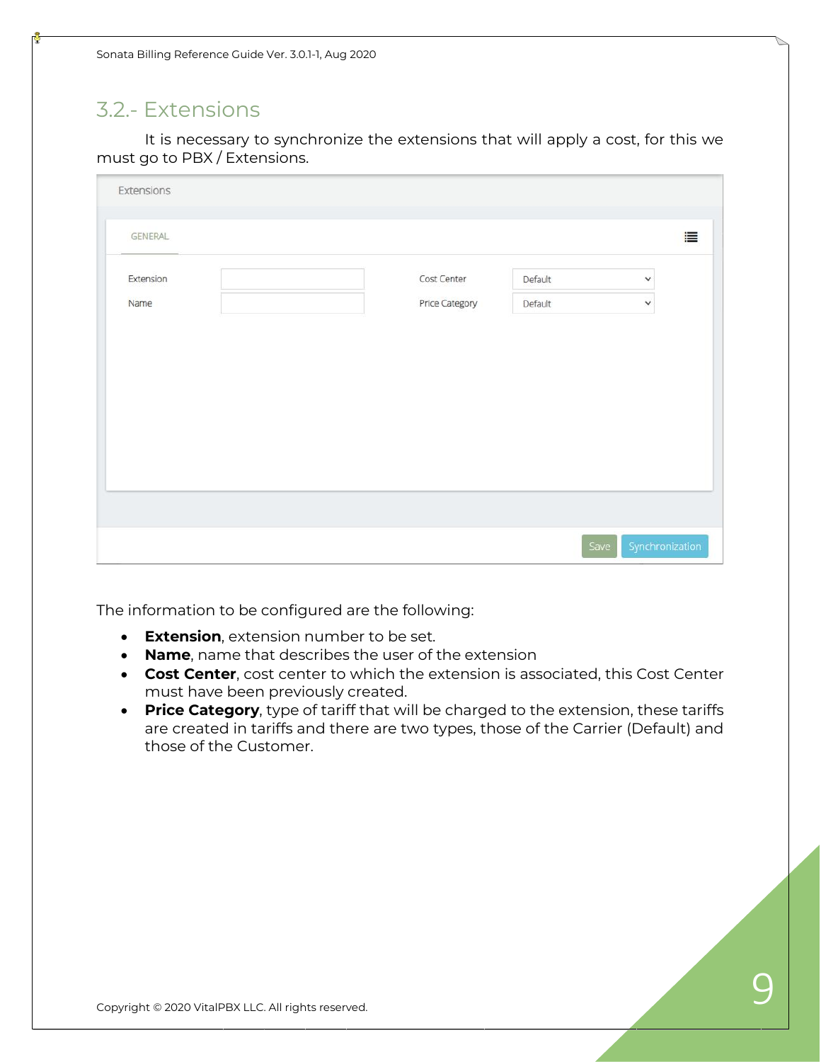## 3.2.- Extensions

It is necessary to synchronize the extensions that will apply a cost, for this we must go to PBX / Extensions.

The information to be configured are the following:

- **Extension**, extension number to be set.
- **Name**, name that describes the user of the extension
- **Cost Center**, cost center to which the extension is associated, this Cost Center must have been previously created.
- **Price Category**, type of tariff that will be charged to the extension, these tariffs are created in tariffs and there are two types, those of the Carrier (Default) and those of the Customer.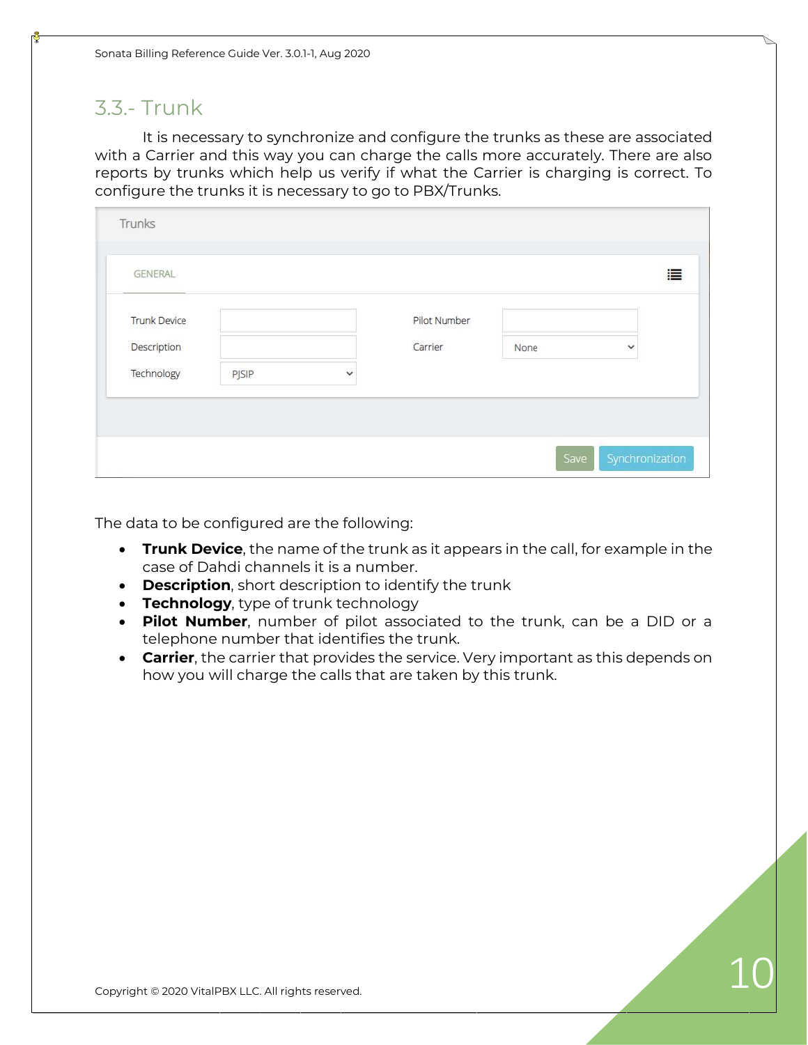## 3.3.- Trunk

It is necessary to synchronize and configure the trunks as these are associated with a Carrier and this way you can charge the calls more accurately. There are also reports by trunks which help us verify if what the Carrier is charging is correct. To configure the trunks it is necessary to go to PBX/Trunks.

The data to be configured are the following:

- **Trunk Device**, the name of the trunk as it appears in the call, for example in the case of Dahdi channels it is a number.
- **Description**, short description to identify the trunk
- **Technology**, type of trunk technology
- **Pilot Number**, number of pilot associated to the trunk, can be a DID or a telephone number that identifies the trunk.
- **Carrier**, the carrier that provides the service. Very important as this depends on how you will charge the calls that are taken by this trunk.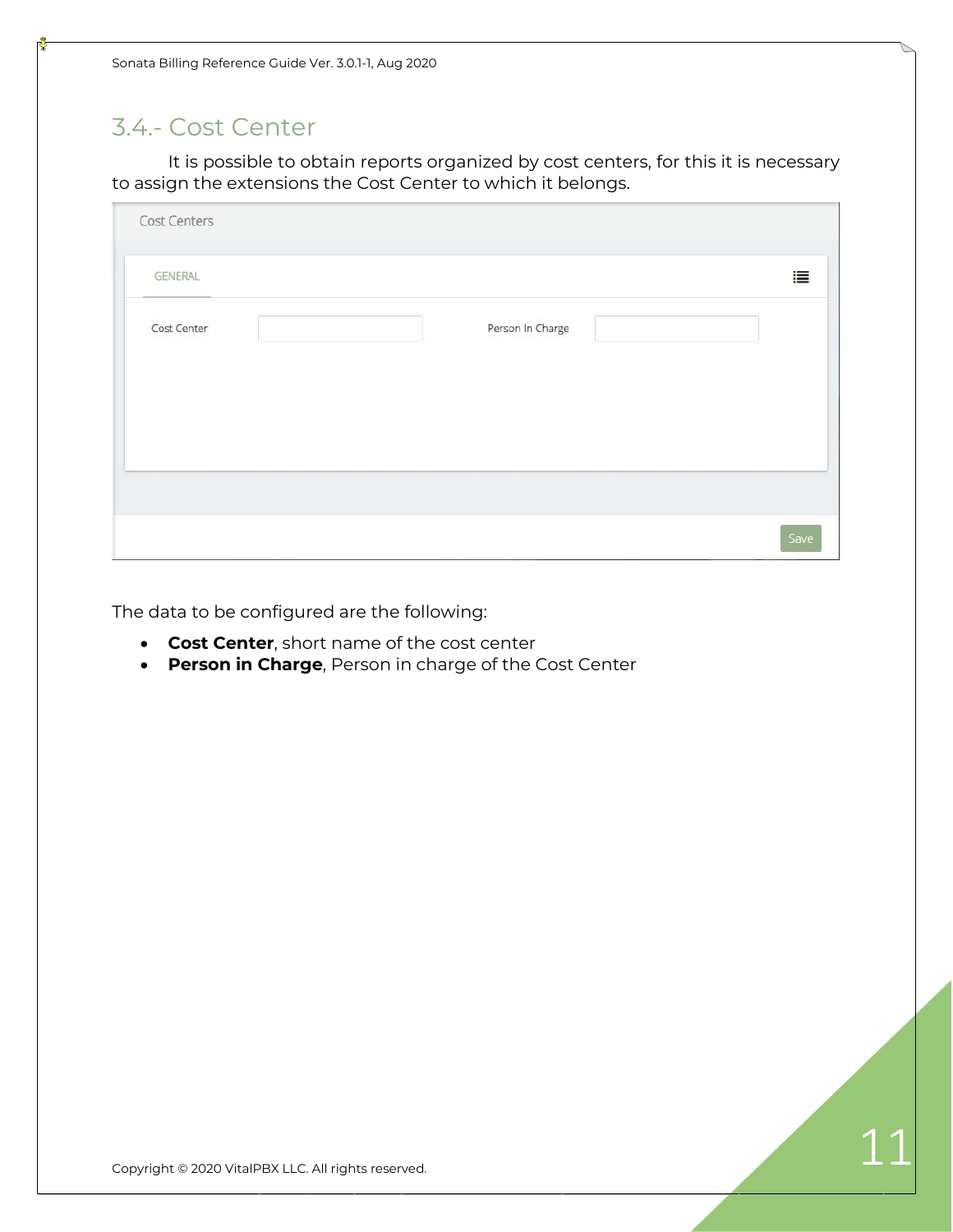## 3.4.- Cost Center

It is possible to obtain reports organized by cost centers, for this it is necessary to assign the extensions the Cost Center to which it belongs.

The data to be configured are the following:

- **Cost Center**, short name of the cost center
- **Person in Charge**, Person in charge of the Cost Center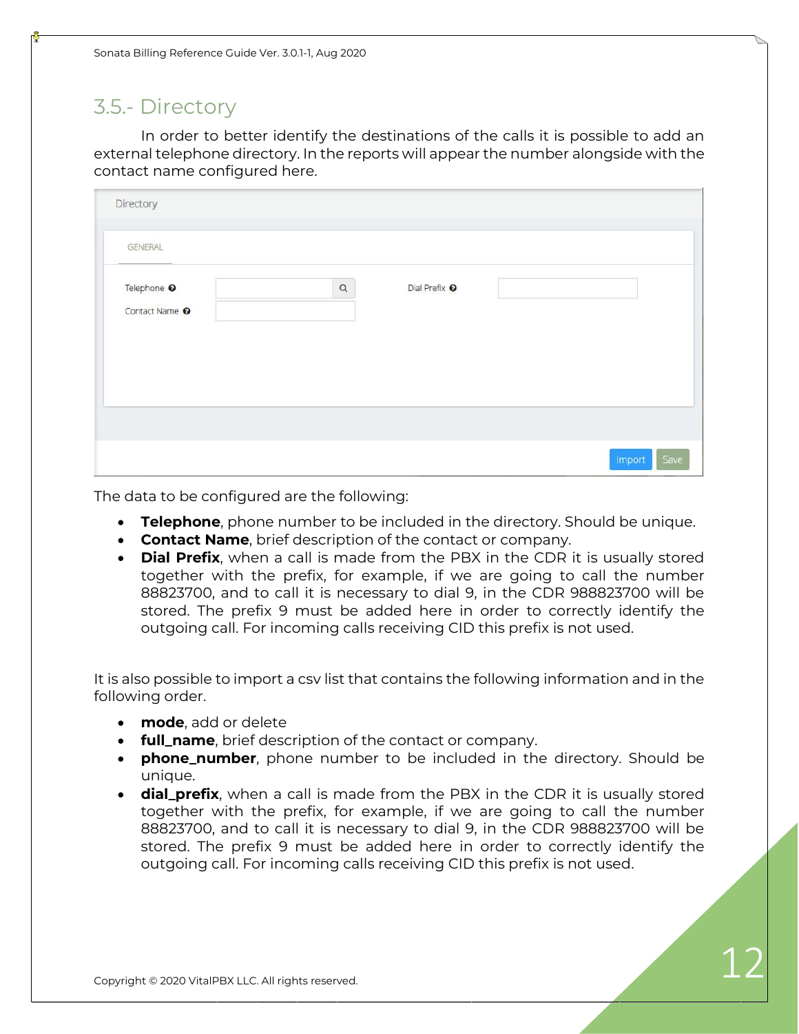## 3.5.- Directory

In order to better identify the destinations of the calls it is possible to add an external telephone directory. In the reports will appear the number alongside with the contact name configured here.

The data to be configured are the following:

- **Telephone**, phone number to be included in the directory. Should be unique.
- **Contact Name**, brief description of the contact or company.
- **Dial Prefix**, when a call is made from the PBX in the CDR it is usually stored together with the prefix, for example, if we are going to call the number 88823700, and to call it is necessary to dial 9, in the CDR 988823700 will be stored. The prefix 9 must be added here in order to correctly identify the outgoing call. For incoming calls receiving CID this prefix is not used.

It is also possible to import a csv list that contains the following information and in the following order.

- **mode**, add or delete
- **full_name**, brief description of the contact or company.
- **phone_number**, phone number to be included in the directory. Should be unique.
- **dial_prefix**, when a call is made from the PBX in the CDR it is usually stored together with the prefix, for example, if we are going to call the number 88823700, and to call it is necessary to dial 9, in the CDR 988823700 will be stored. The prefix 9 must be added here in order to correctly identify the outgoing call. For incoming calls receiving CID this prefix is not used.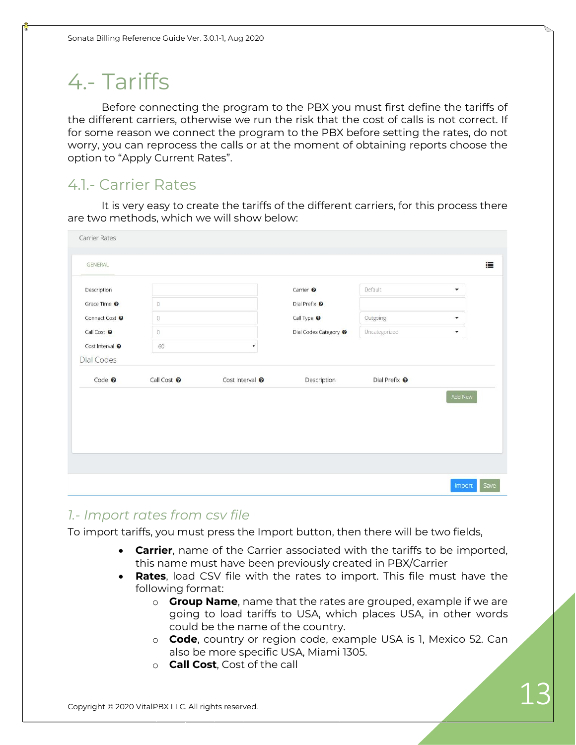# 4.- Tariffs

Before connecting the program to the PBX you must first define the tariffs of the different carriers, otherwise we run the risk that the cost of calls is not correct. If for some reason we connect the program to the PBX before setting the rates, do not worry, you can reprocess the calls or at the moment of obtaining reports choose the option to "Apply Current Rates".

## 4.1.- Carrier Rates

It is very easy to create the tariffs of the different carriers, for this process there are two methods, which we will show below:

Carrier Rates

GENERAL

| | | | |
|---|---|---|---|
| Description | | Carrier | Default |
| Grace Time | 0 | Dial Prefix | |
| Connect Cost | 0 | Call Type | Outgoing |
| Call Cost | 0 | Dial Codes Category | Uncategorized |
| Cost Interval | 60 | | |

Dial Codes

| Code | Call Cost | Cost Interval | Description | Dial Prefix |
|---|---|---|---|---|

Add New

Import Save

### *1.- Import rates from csv file*

To import tariffs, you must press the Import button, then there will be two fields,

- **Carrier**, name of the Carrier associated with the tariffs to be imported, this name must have been previously created in PBX/Carrier
- **Rates**, load CSV file with the rates to import. This file must have the following format:
  - **Group Name**, name that the rates are grouped, example if we are going to load tariffs to USA, which places USA, in other words could be the name of the country.
  - **Code**, country or region code, example USA is 1, Mexico 52. Can also be more specific USA, Miami 1305.
  - **Call Cost**, Cost of the call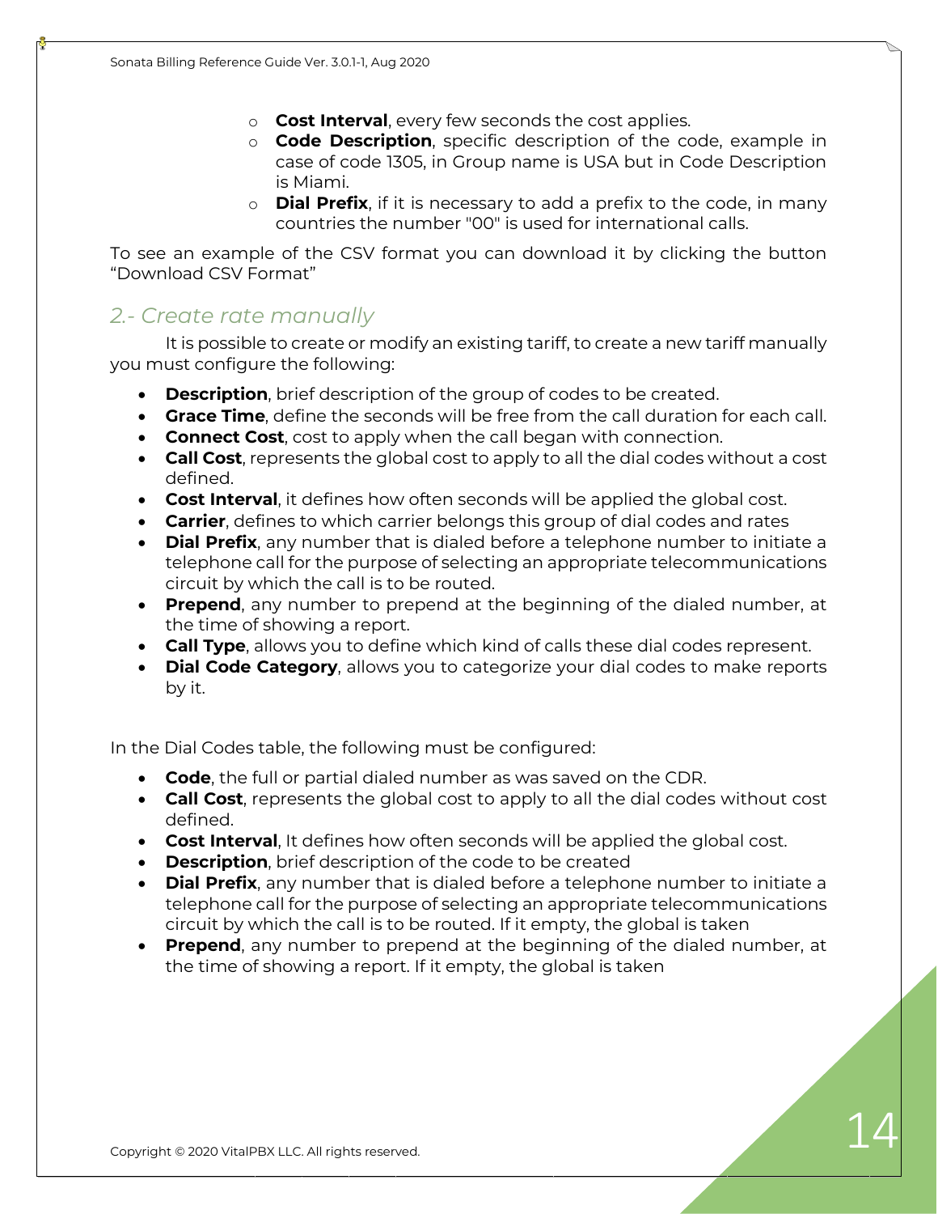- **Cost Interval**, every few seconds the cost applies.
- **Code Description**, specific description of the code, example in case of code 1305, in Group name is USA but in Code Description is Miami.
- **Dial Prefix**, if it is necessary to add a prefix to the code, in many countries the number "00" is used for international calls.

To see an example of the CSV format you can download it by clicking the button "Download CSV Format"

## *2.- Create rate manually*

It is possible to create or modify an existing tariff, to create a new tariff manually you must configure the following:

- **Description**, brief description of the group of codes to be created.
- **Grace Time**, define the seconds will be free from the call duration for each call.
- **Connect Cost**, cost to apply when the call began with connection.
- **Call Cost**, represents the global cost to apply to all the dial codes without a cost defined.
- **Cost Interval**, it defines how often seconds will be applied the global cost.
- **Carrier**, defines to which carrier belongs this group of dial codes and rates
- **Dial Prefix**, any number that is dialed before a telephone number to initiate a telephone call for the purpose of selecting an appropriate telecommunications circuit by which the call is to be routed.
- **Prepend**, any number to prepend at the beginning of the dialed number, at the time of showing a report.
- **Call Type**, allows you to define which kind of calls these dial codes represent.
- **Dial Code Category**, allows you to categorize your dial codes to make reports by it.

In the Dial Codes table, the following must be configured:

- **Code**, the full or partial dialed number as was saved on the CDR.
- **Call Cost**, represents the global cost to apply to all the dial codes without cost defined.
- **Cost Interval**, It defines how often seconds will be applied the global cost.
- **Description**, brief description of the code to be created
- **Dial Prefix**, any number that is dialed before a telephone number to initiate a telephone call for the purpose of selecting an appropriate telecommunications circuit by which the call is to be routed. If it empty, the global is taken
- **Prepend**, any number to prepend at the beginning of the dialed number, at the time of showing a report. If it empty, the global is taken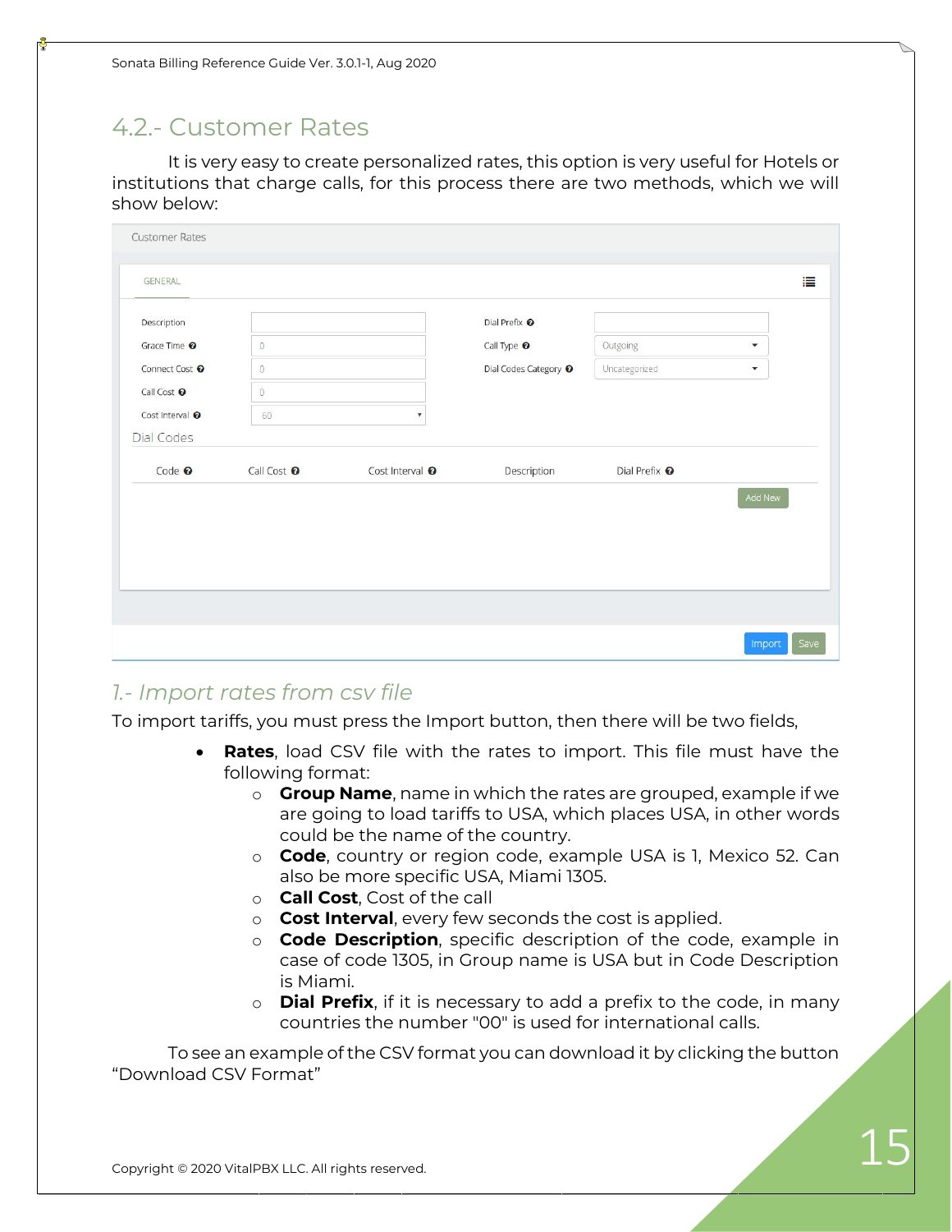## 4.2.- Customer Rates

It is very easy to create personalized rates, this option is very useful for Hotels or institutions that charge calls, for this process there are two methods, which we will show below:

### *1.- Import rates from csv file*

To import tariffs, you must press the Import button, then there will be two fields,

- **Rates**, load CSV file with the rates to import. This file must have the following format:
  - **Group Name**, name in which the rates are grouped, example if we are going to load tariffs to USA, which places USA, in other words could be the name of the country.
  - **Code**, country or region code, example USA is 1, Mexico 52. Can also be more specific USA, Miami 1305.
  - **Call Cost**, Cost of the call
  - **Cost Interval**, every few seconds the cost is applied.
  - **Code Description**, specific description of the code, example in case of code 1305, in Group name is USA but in Code Description is Miami.
  - **Dial Prefix**, if it is necessary to add a prefix to the code, in many countries the number "00" is used for international calls.

To see an example of the CSV format you can download it by clicking the button "Download CSV Format"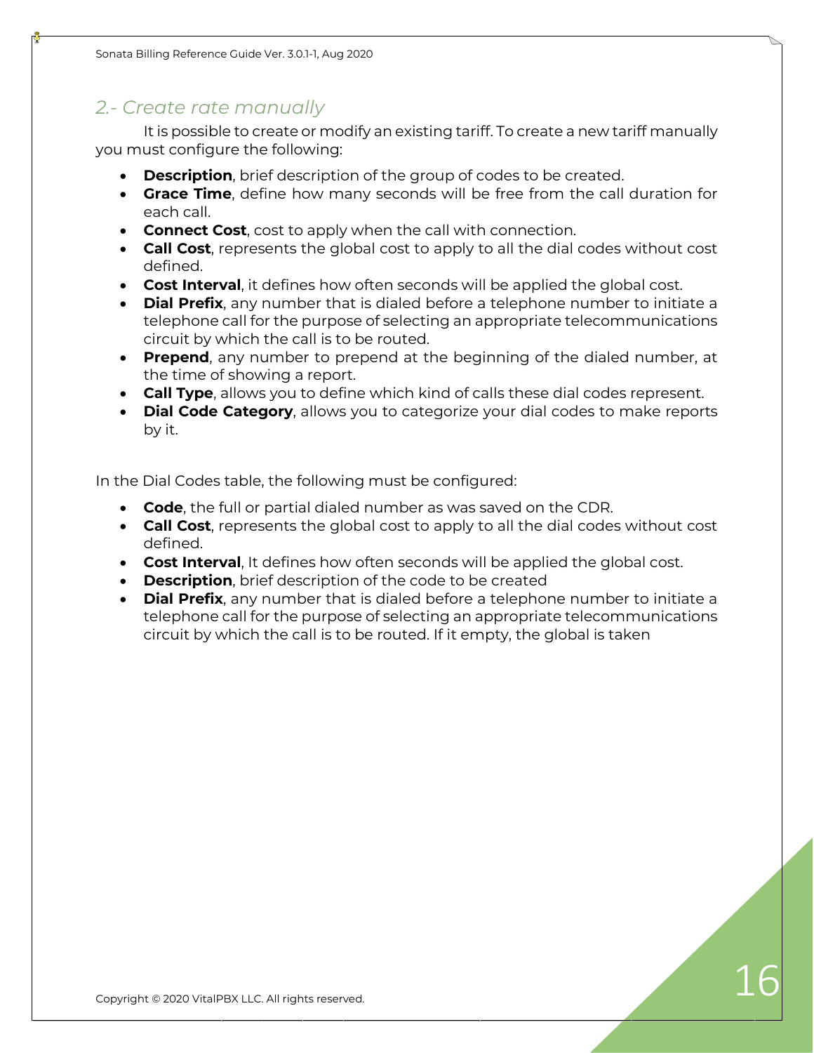## 2.- Create rate manually

It is possible to create or modify an existing tariff. To create a new tariff manually you must configure the following:

- **Description**, brief description of the group of codes to be created.
- **Grace Time**, define how many seconds will be free from the call duration for each call.
- **Connect Cost**, cost to apply when the call with connection.
- **Call Cost**, represents the global cost to apply to all the dial codes without cost defined.
- **Cost Interval**, it defines how often seconds will be applied the global cost.
- **Dial Prefix**, any number that is dialed before a telephone number to initiate a telephone call for the purpose of selecting an appropriate telecommunications circuit by which the call is to be routed.
- **Prepend**, any number to prepend at the beginning of the dialed number, at the time of showing a report.
- **Call Type**, allows you to define which kind of calls these dial codes represent.
- **Dial Code Category**, allows you to categorize your dial codes to make reports by it.

In the Dial Codes table, the following must be configured:

- **Code**, the full or partial dialed number as was saved on the CDR.
- **Call Cost**, represents the global cost to apply to all the dial codes without cost defined.
- **Cost Interval**, It defines how often seconds will be applied the global cost.
- **Description**, brief description of the code to be created
- **Dial Prefix**, any number that is dialed before a telephone number to initiate a telephone call for the purpose of selecting an appropriate telecommunications circuit by which the call is to be routed. If it empty, the global is taken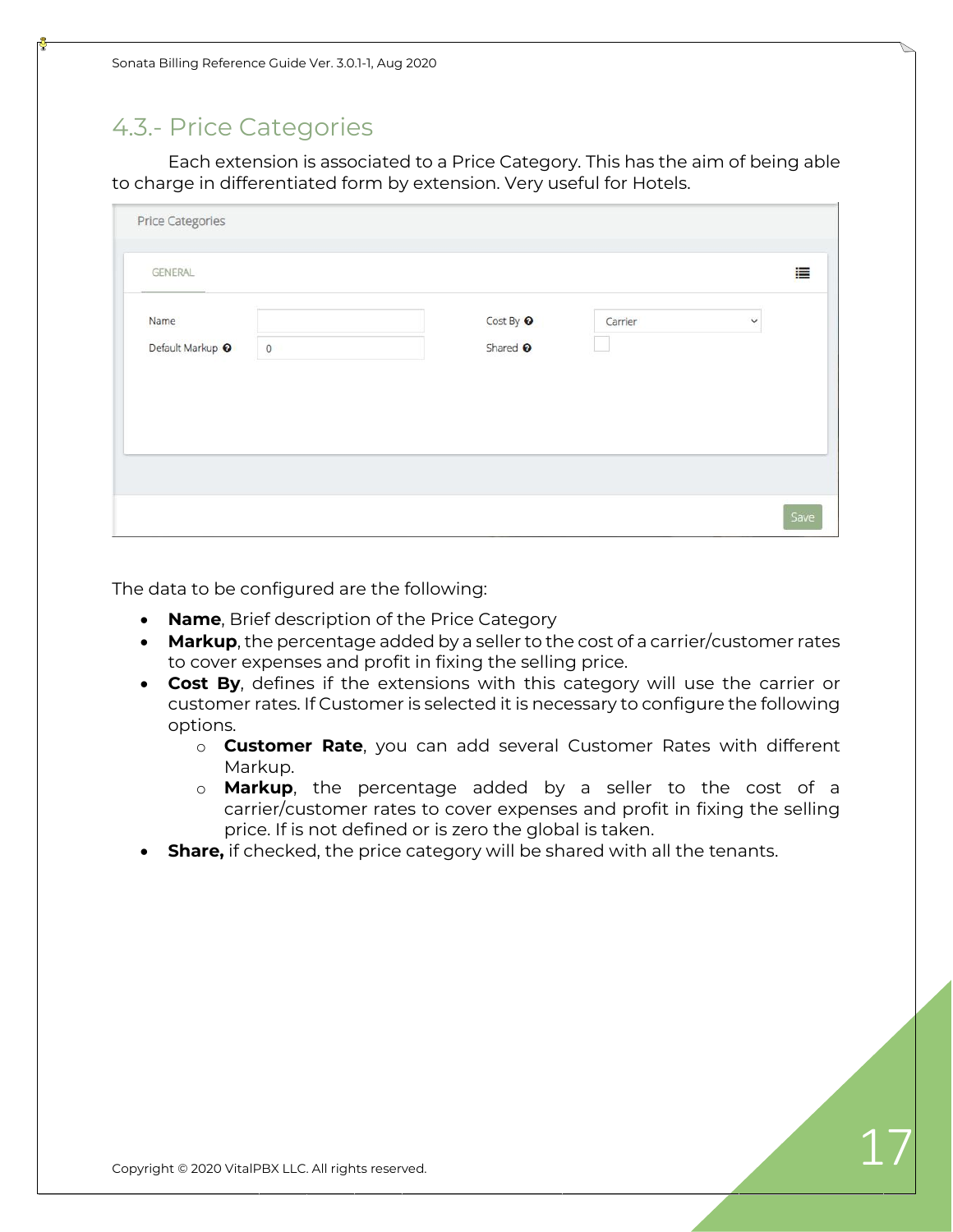## 4.3.- Price Categories

Each extension is associated to a Price Category. This has the aim of being able to charge in differentiated form by extension. Very useful for Hotels.

Price Categories

GENERAL

| Name | | Cost By | Carrier |
|---|---|---|---|
| Default Markup | 0 | Shared | |

Save

The data to be configured are the following:

- **Name**, Brief description of the Price Category
- **Markup**, the percentage added by a seller to the cost of a carrier/customer rates to cover expenses and profit in fixing the selling price.
- **Cost By**, defines if the extensions with this category will use the carrier or customer rates. If Customer is selected it is necessary to configure the following options.
  - **Customer Rate**, you can add several Customer Rates with different Markup.
  - **Markup**, the percentage added by a seller to the cost of a carrier/customer rates to cover expenses and profit in fixing the selling price. If is not defined or is zero the global is taken.
- **Share,** if checked, the price category will be shared with all the tenants.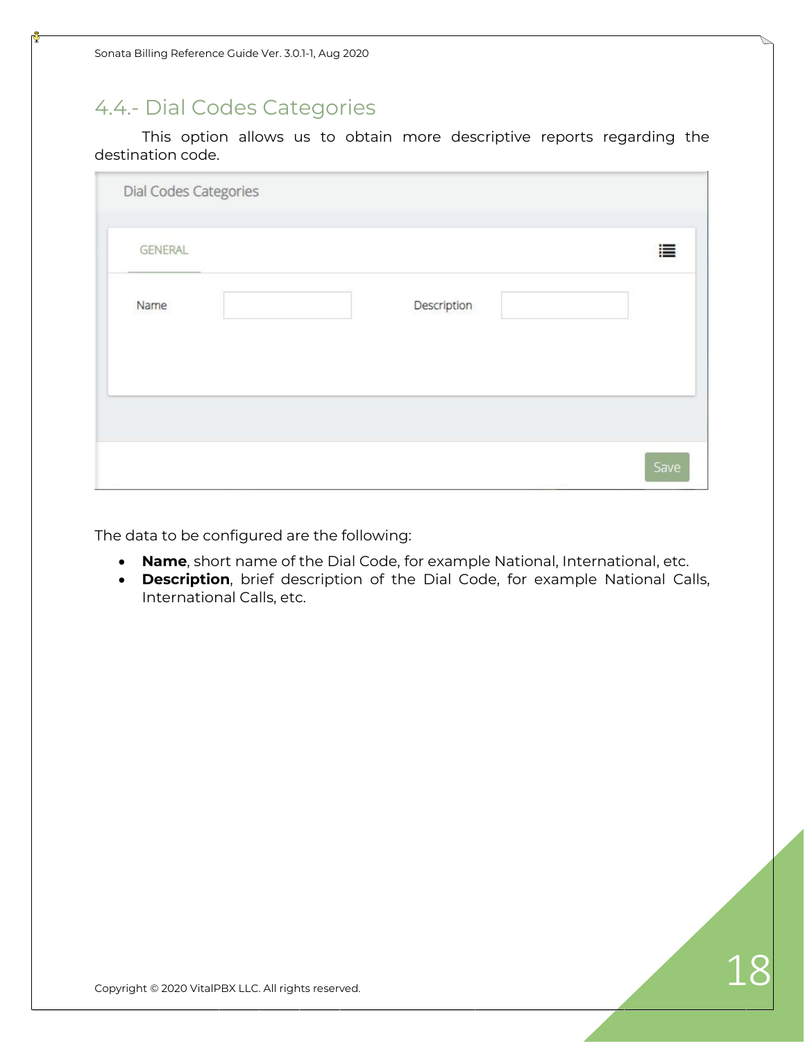## 4.4.- Dial Codes Categories

This option allows us to obtain more descriptive reports regarding the destination code.

The data to be configured are the following:

- **Name**, short name of the Dial Code, for example National, International, etc.
- **Description**, brief description of the Dial Code, for example National Calls, International Calls, etc.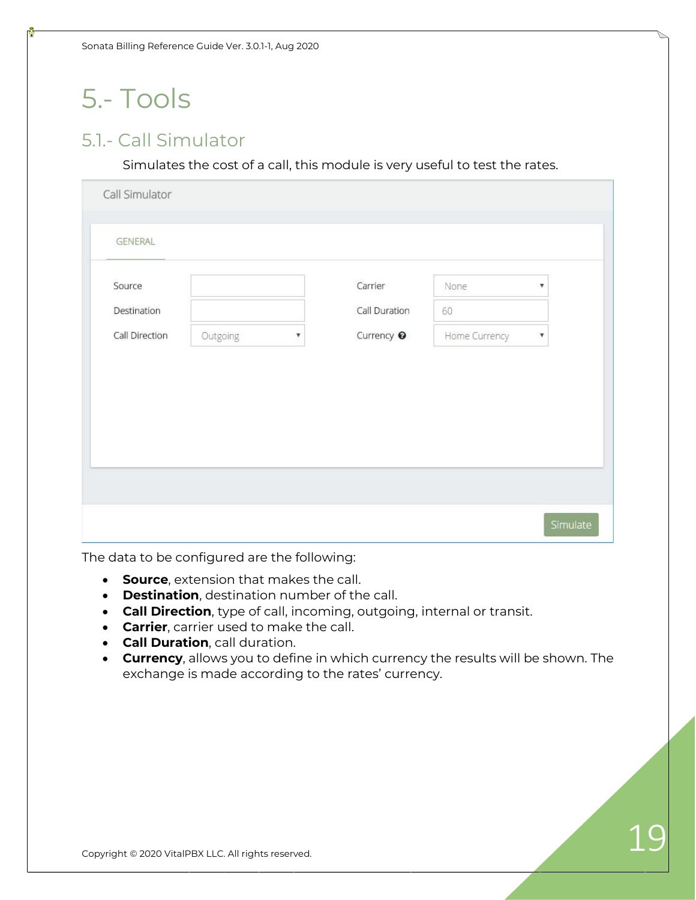# 5.- Tools

## 5.1.- Call Simulator

Simulates the cost of a call, this module is very useful to test the rates.

The data to be configured are the following:

- **Source**, extension that makes the call.
- **Destination**, destination number of the call.
- **Call Direction**, type of call, incoming, outgoing, internal or transit.
- **Carrier**, carrier used to make the call.
- **Call Duration**, call duration.
- **Currency**, allows you to define in which currency the results will be shown. The exchange is made according to the rates' currency.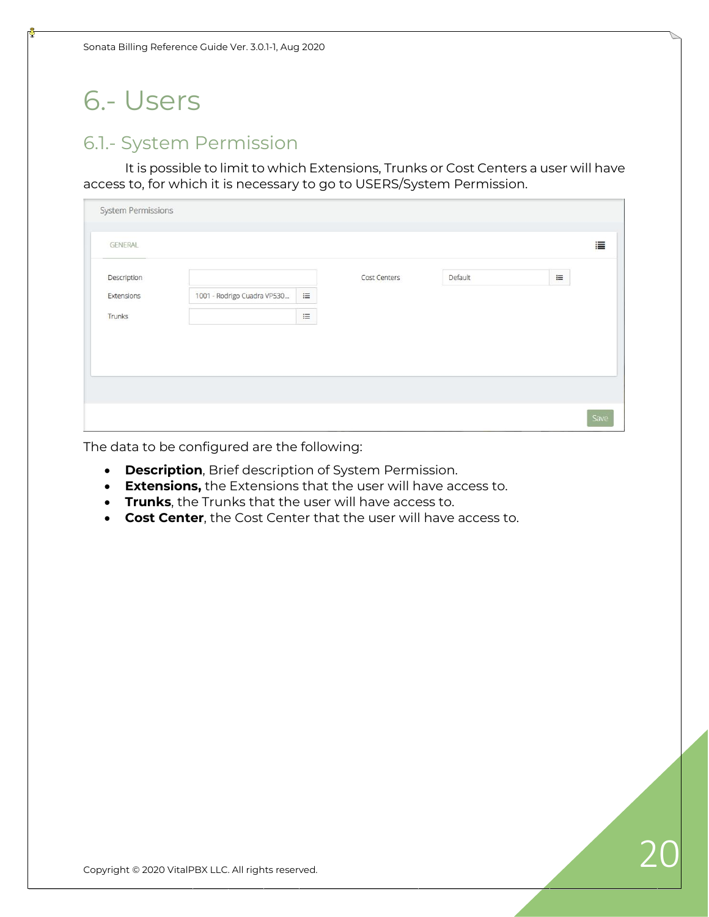# 6.- Users

## 6.1.- System Permission

It is possible to limit to which Extensions, Trunks or Cost Centers a user will have access to, for which it is necessary to go to USERS/System Permission.

The data to be configured are the following:

- **Description**, Brief description of System Permission.
- **Extensions,** the Extensions that the user will have access to.
- **Trunks**, the Trunks that the user will have access to.
- **Cost Center**, the Cost Center that the user will have access to.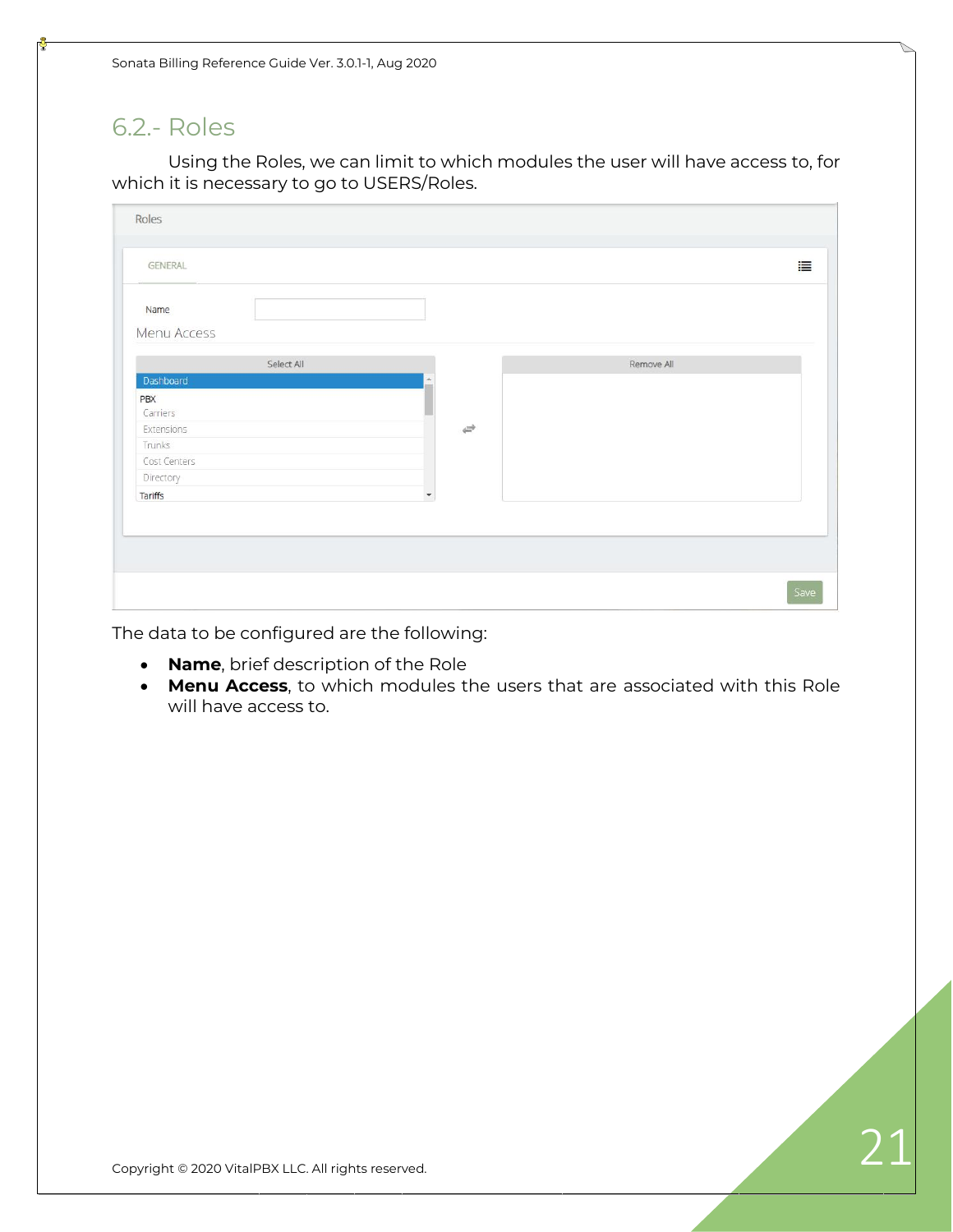## 6.2.- Roles

Using the Roles, we can limit to which modules the user will have access to, for which it is necessary to go to USERS/Roles.

The data to be configured are the following:

- **Name**, brief description of the Role
- **Menu Access**, to which modules the users that are associated with this Role will have access to.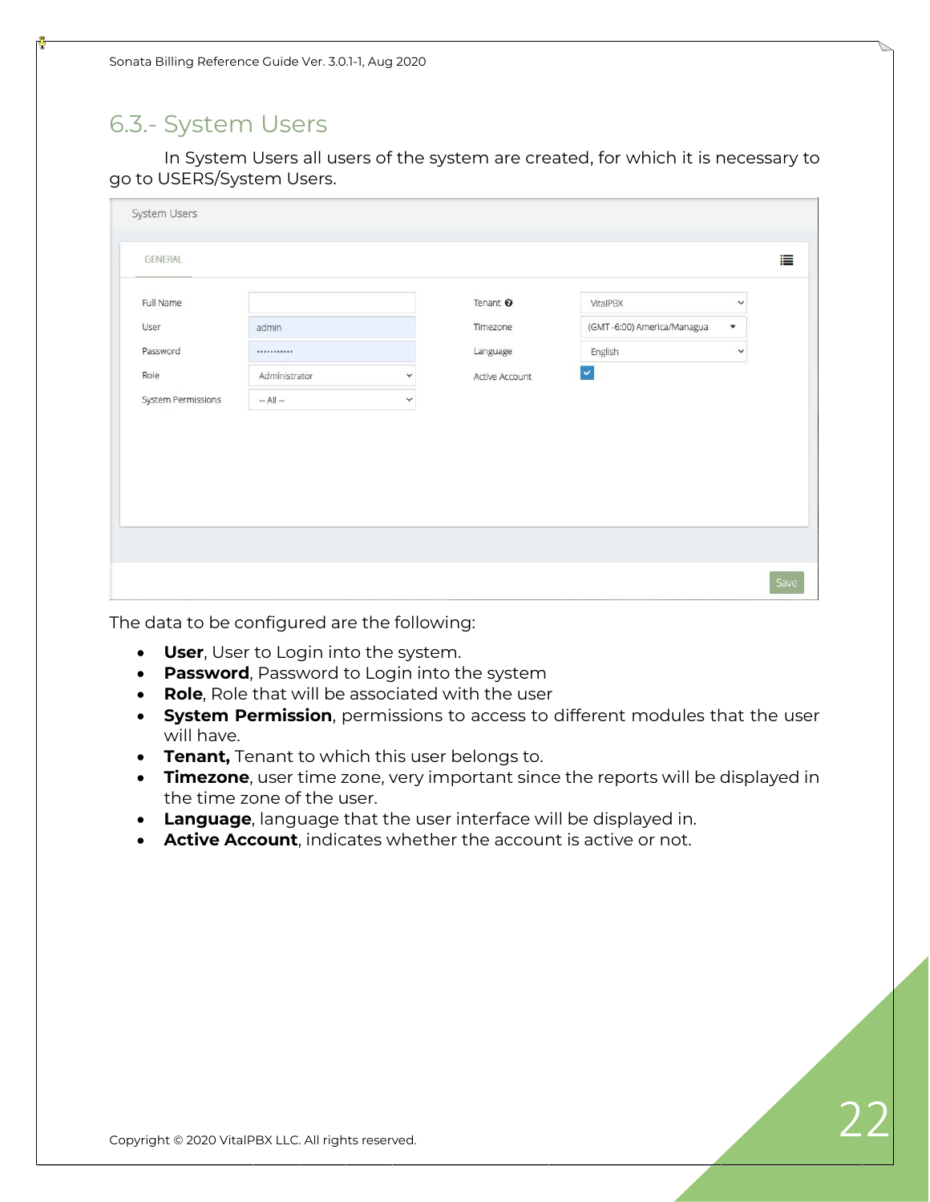## 6.3.- System Users

In System Users all users of the system are created, for which it is necessary to go to USERS/System Users.

The data to be configured are the following:

- **User**, User to Login into the system.
- **Password**, Password to Login into the system
- **Role**, Role that will be associated with the user
- **System Permission**, permissions to access to different modules that the user will have.
- **Tenant,** Tenant to which this user belongs to.
- **Timezone**, user time zone, very important since the reports will be displayed in the time zone of the user.
- **Language**, language that the user interface will be displayed in.
- **Active Account**, indicates whether the account is active or not.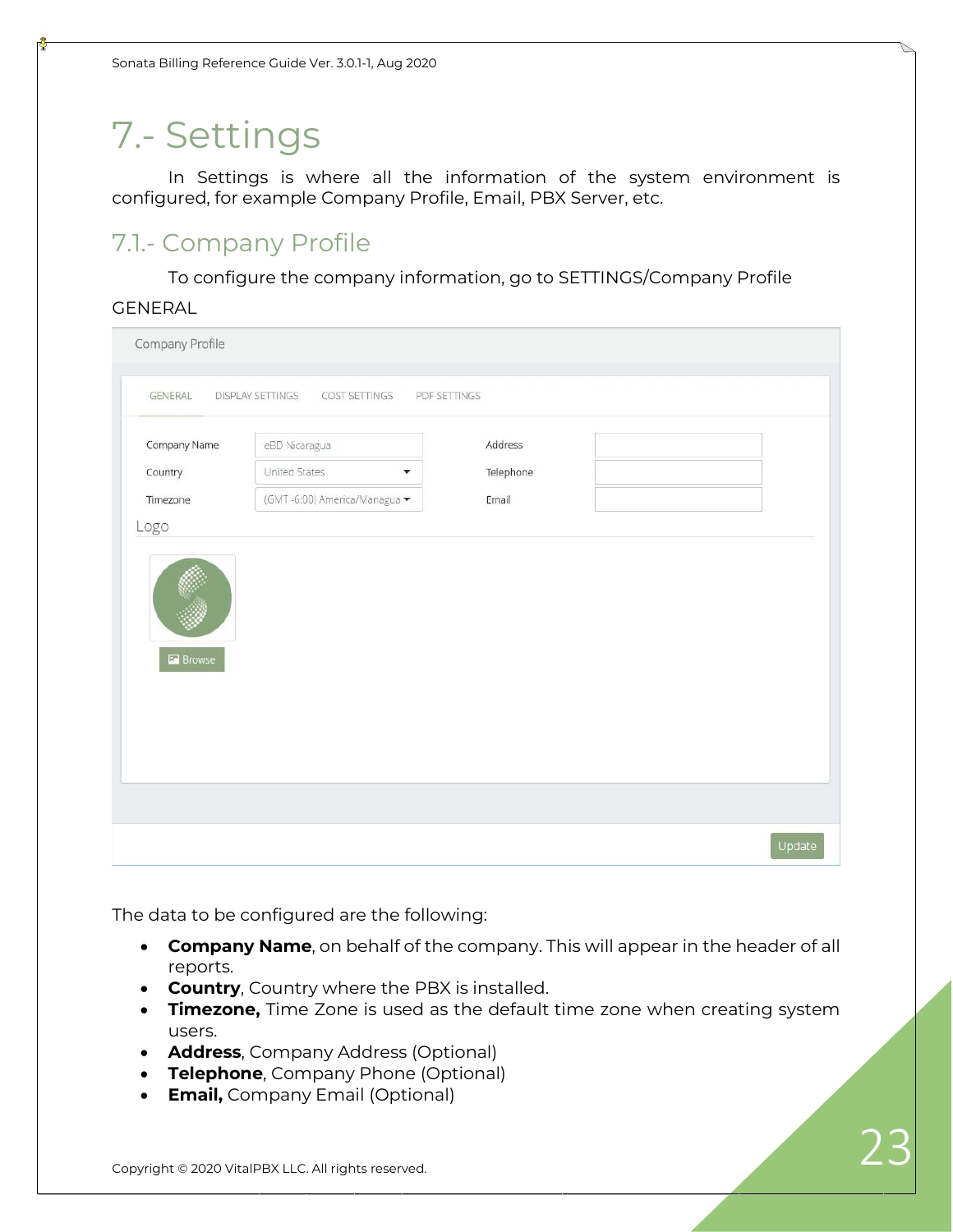# 7.- Settings

In Settings is where all the information of the system environment is configured, for example Company Profile, Email, PBX Server, etc.

## 7.1.- Company Profile

To configure the company information, go to SETTINGS/Company Profile

GENERAL

The data to be configured are the following:

- **Company Name**, on behalf of the company. This will appear in the header of all reports.
- **Country**, Country where the PBX is installed.
- **Timezone,** Time Zone is used as the default time zone when creating system users.
- **Address**, Company Address (Optional)
- **Telephone**, Company Phone (Optional)
- **Email,** Company Email (Optional)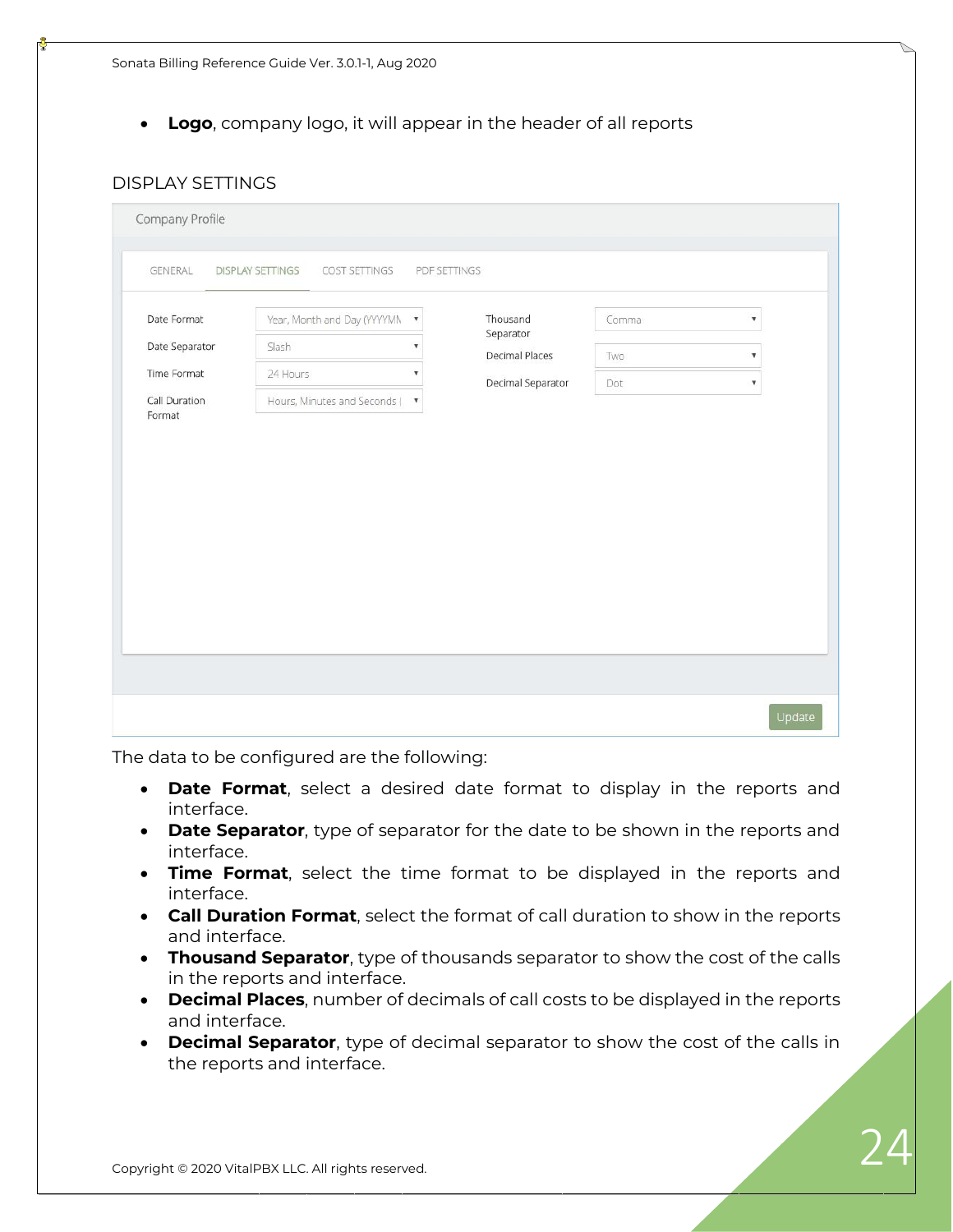- **Logo**, company logo, it will appear in the header of all reports

## DISPLAY SETTINGS

The data to be configured are the following:

- **Date Format**, select a desired date format to display in the reports and interface.
- **Date Separator**, type of separator for the date to be shown in the reports and interface.
- **Time Format**, select the time format to be displayed in the reports and interface.
- **Call Duration Format**, select the format of call duration to show in the reports and interface.
- **Thousand Separator**, type of thousands separator to show the cost of the calls in the reports and interface.
- **Decimal Places**, number of decimals of call costs to be displayed in the reports and interface.
- **Decimal Separator**, type of decimal separator to show the cost of the calls in the reports and interface.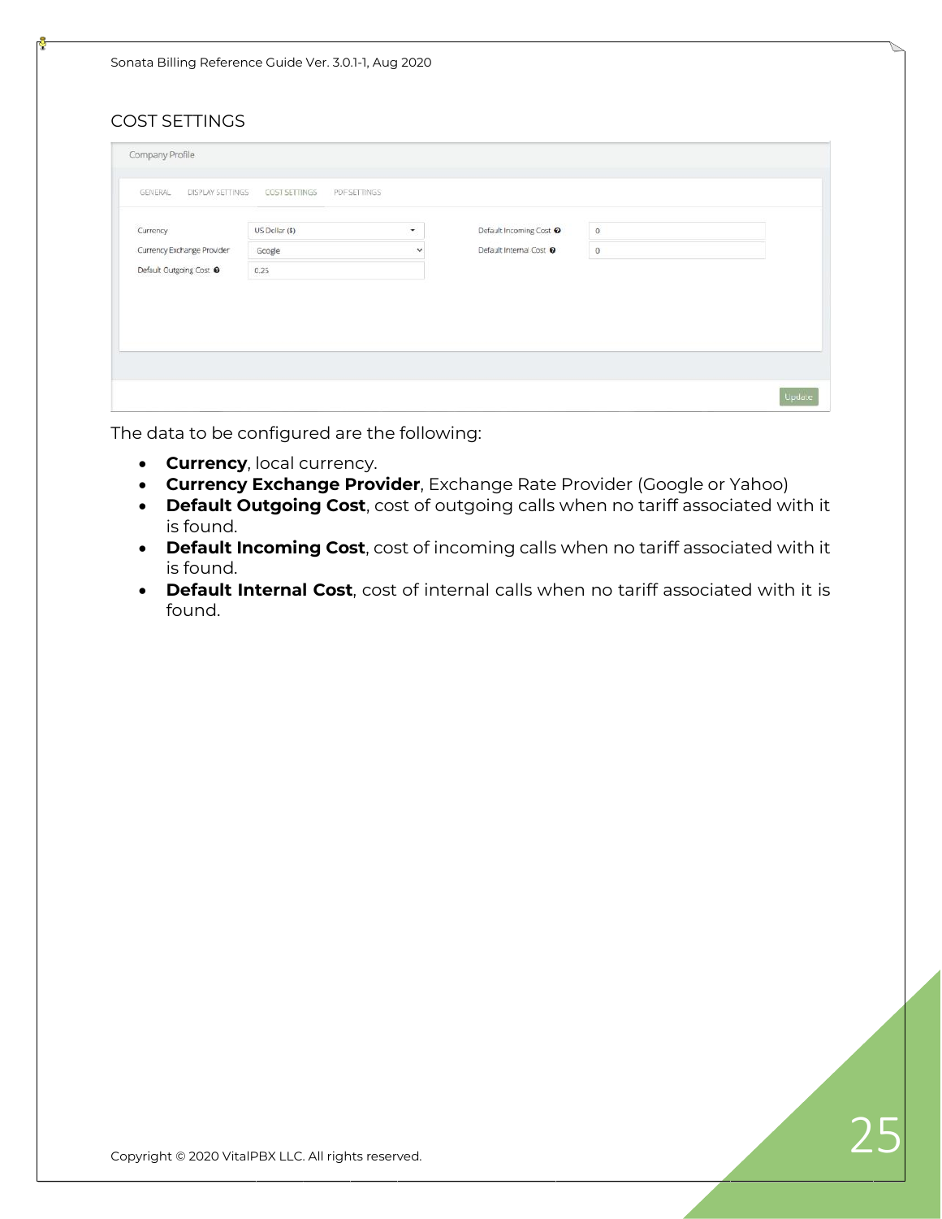## COST SETTINGS

The data to be configured are the following:

- **Currency**, local currency.
- **Currency Exchange Provider**, Exchange Rate Provider (Google or Yahoo)
- **Default Outgoing Cost**, cost of outgoing calls when no tariff associated with it is found.
- **Default Incoming Cost**, cost of incoming calls when no tariff associated with it is found.
- **Default Internal Cost**, cost of internal calls when no tariff associated with it is found.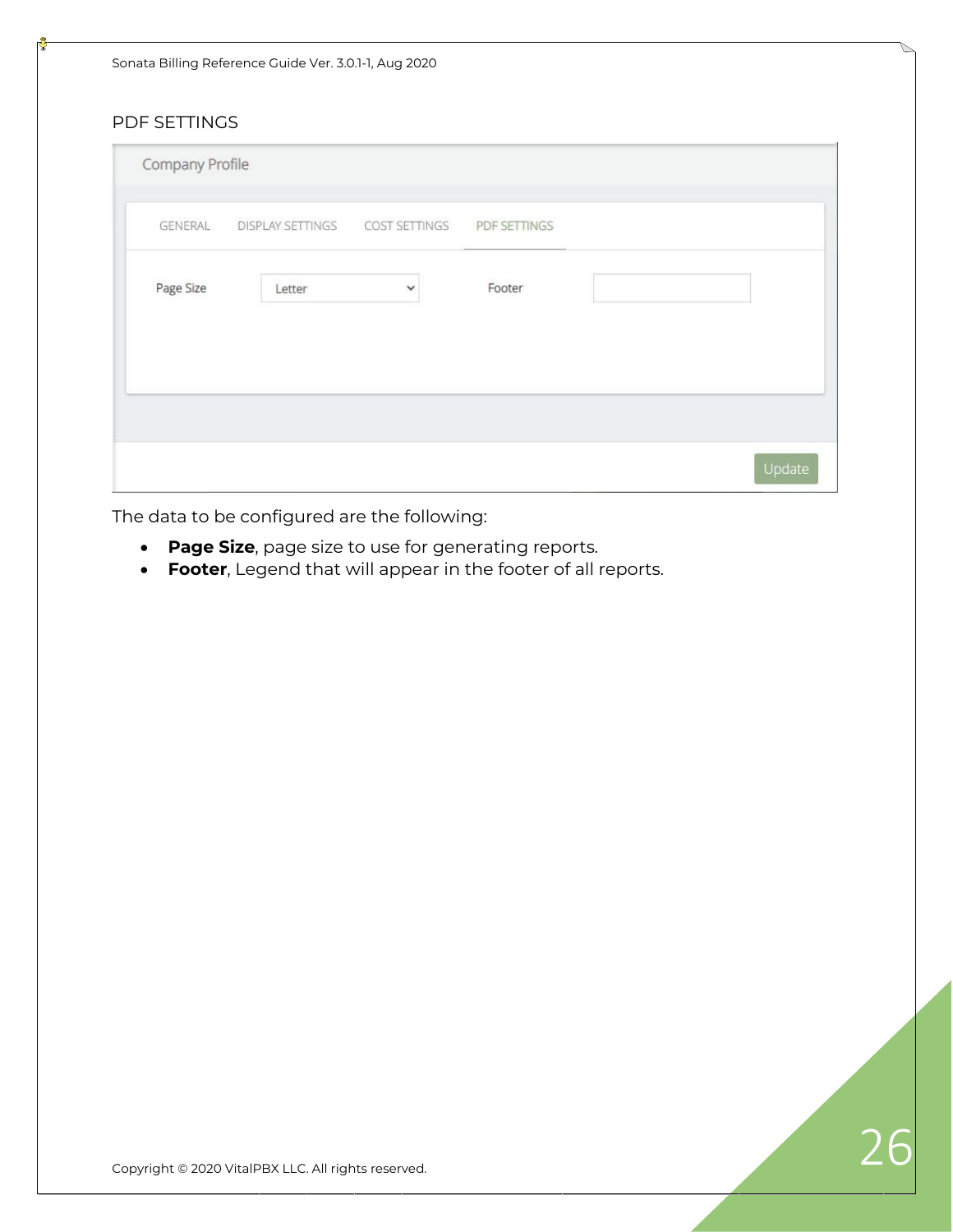## PDF SETTINGS

The data to be configured are the following:

- **Page Size**, page size to use for generating reports.
- **Footer**, Legend that will appear in the footer of all reports.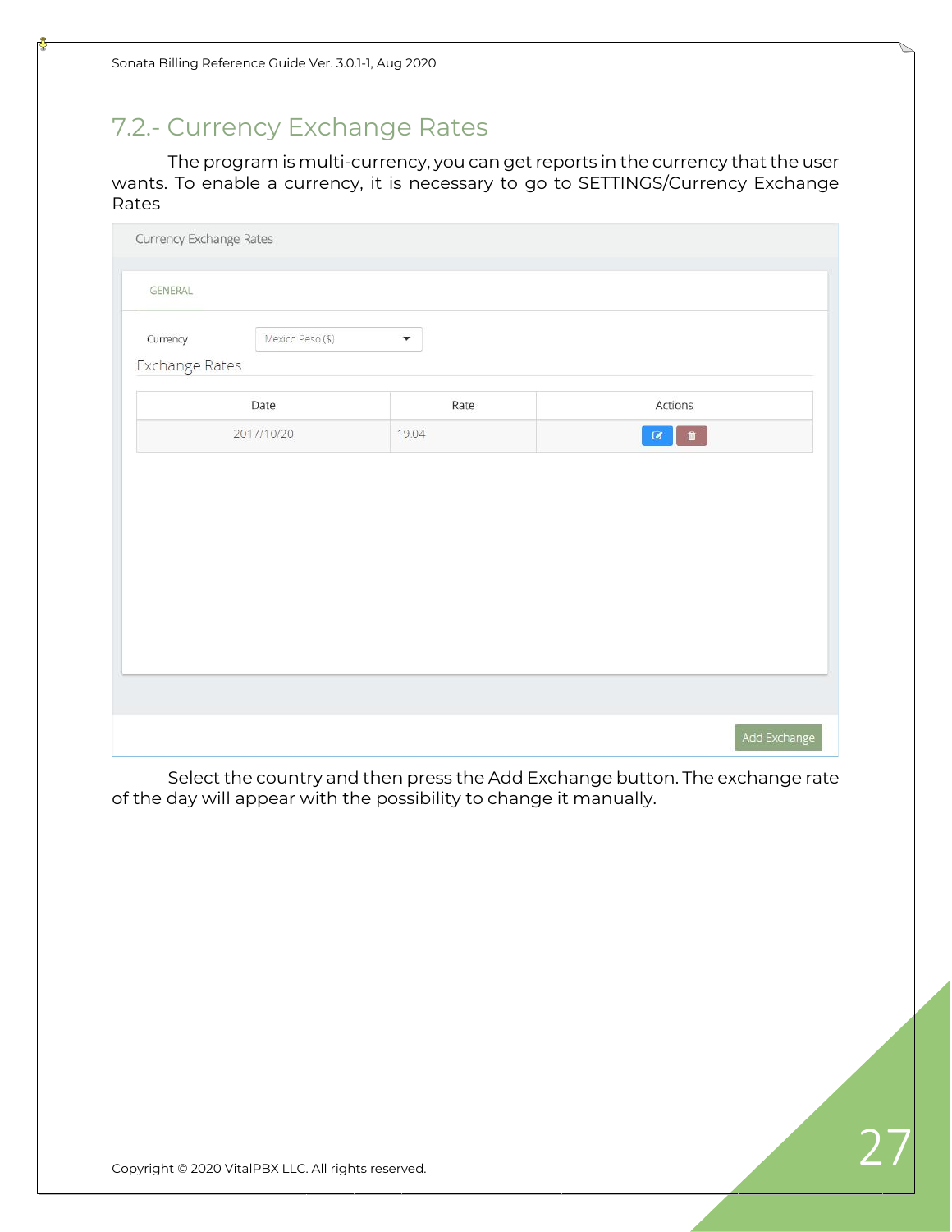## 7.2.- Currency Exchange Rates

The program is multi-currency, you can get reports in the currency that the user wants. To enable a currency, it is necessary to go to SETTINGS/Currency Exchange Rates

Currency Exchange Rates

GENERAL

Currency: Mexico Peso ($)

Exchange Rates

| Date | Rate | Actions |
|---|---|---|
| 2017/10/20 | 19.04 | |

Add Exchange

Select the country and then press the Add Exchange button. The exchange rate of the day will appear with the possibility to change it manually.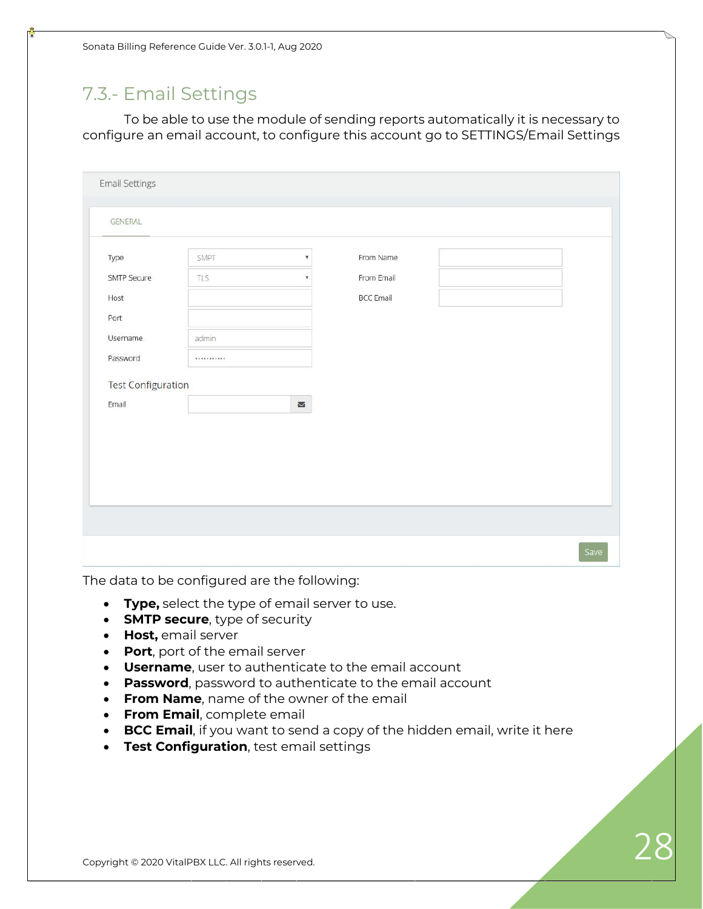## 7.3.- Email Settings

To be able to use the module of sending reports automatically it is necessary to configure an email account, to configure this account go to SETTINGS/Email Settings

The data to be configured are the following:

- **Type,** select the type of email server to use.
- **SMTP secure**, type of security
- **Host,** email server
- **Port**, port of the email server
- **Username**, user to authenticate to the email account
- **Password**, password to authenticate to the email account
- **From Name**, name of the owner of the email
- **From Email**, complete email
- **BCC Email**, if you want to send a copy of the hidden email, write it here
- **Test Configuration**, test email settings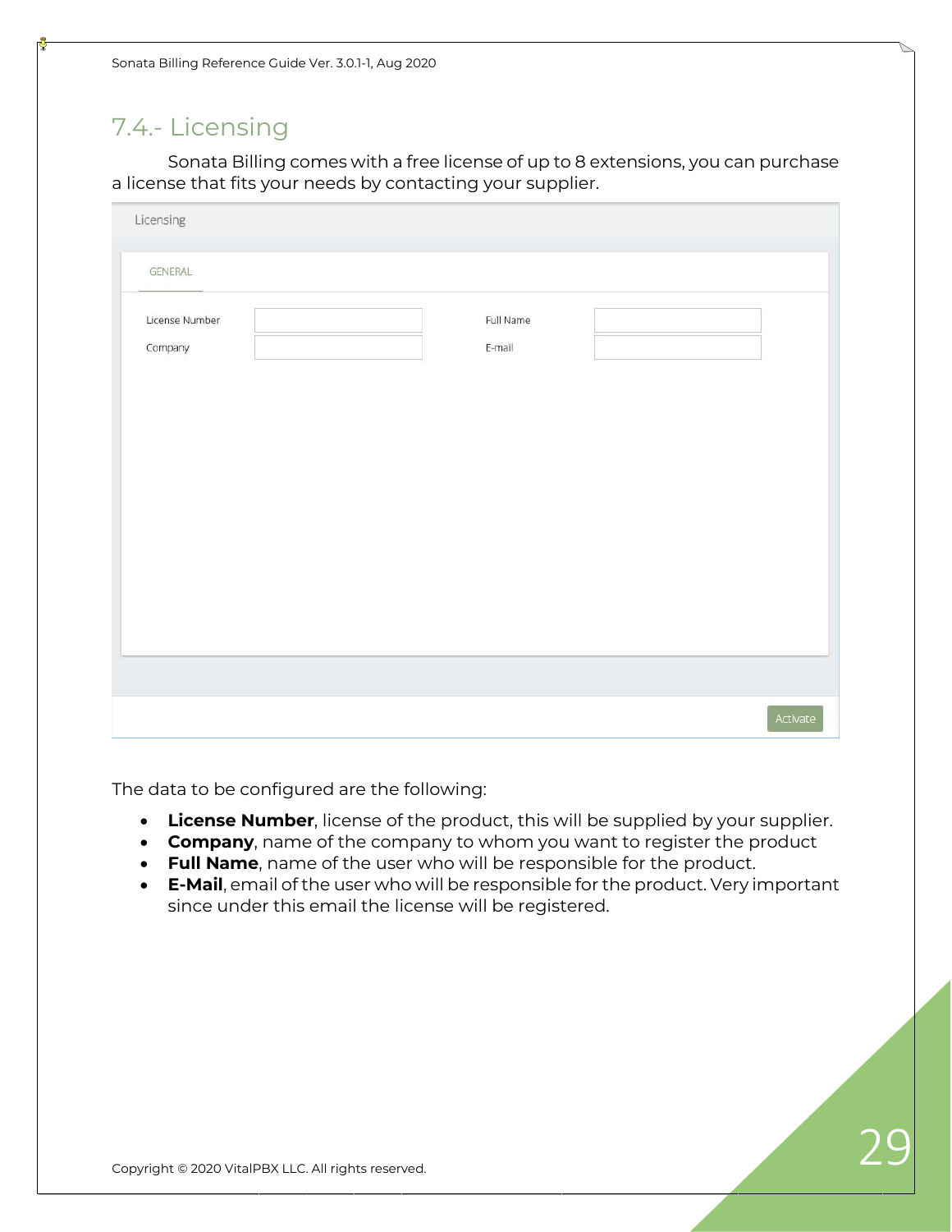## 7.4.- Licensing

Sonata Billing comes with a free license of up to 8 extensions, you can purchase a license that fits your needs by contacting your supplier.

The data to be configured are the following:

- **License Number**, license of the product, this will be supplied by your supplier.
- **Company**, name of the company to whom you want to register the product
- **Full Name**, name of the user who will be responsible for the product.
- **E-Mail**, email of the user who will be responsible for the product. Very important since under this email the license will be registered.

Copyright © 2020 VitalPBX LLC. All rights reserved.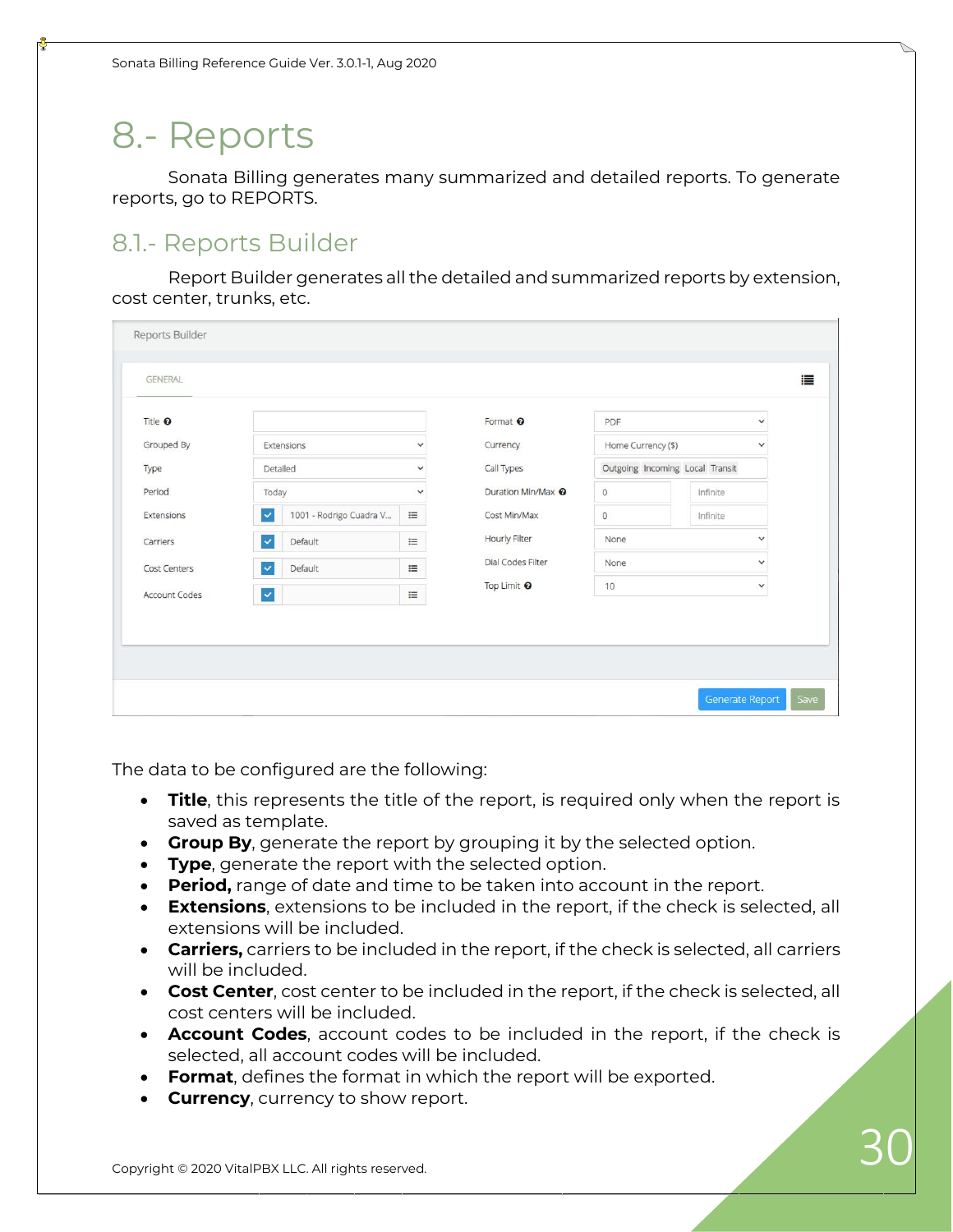# 8.- Reports

Sonata Billing generates many summarized and detailed reports. To generate reports, go to REPORTS.

## 8.1.- Reports Builder

Report Builder generates all the detailed and summarized reports by extension, cost center, trunks, etc.

The data to be configured are the following:

- **Title**, this represents the title of the report, is required only when the report is saved as template.
- **Group By**, generate the report by grouping it by the selected option.
- **Type**, generate the report with the selected option.
- **Period,** range of date and time to be taken into account in the report.
- **Extensions**, extensions to be included in the report, if the check is selected, all extensions will be included.
- **Carriers,** carriers to be included in the report, if the check is selected, all carriers will be included.
- **Cost Center**, cost center to be included in the report, if the check is selected, all cost centers will be included.
- **Account Codes**, account codes to be included in the report, if the check is selected, all account codes will be included.
- **Format**, defines the format in which the report will be exported.
- **Currency**, currency to show report.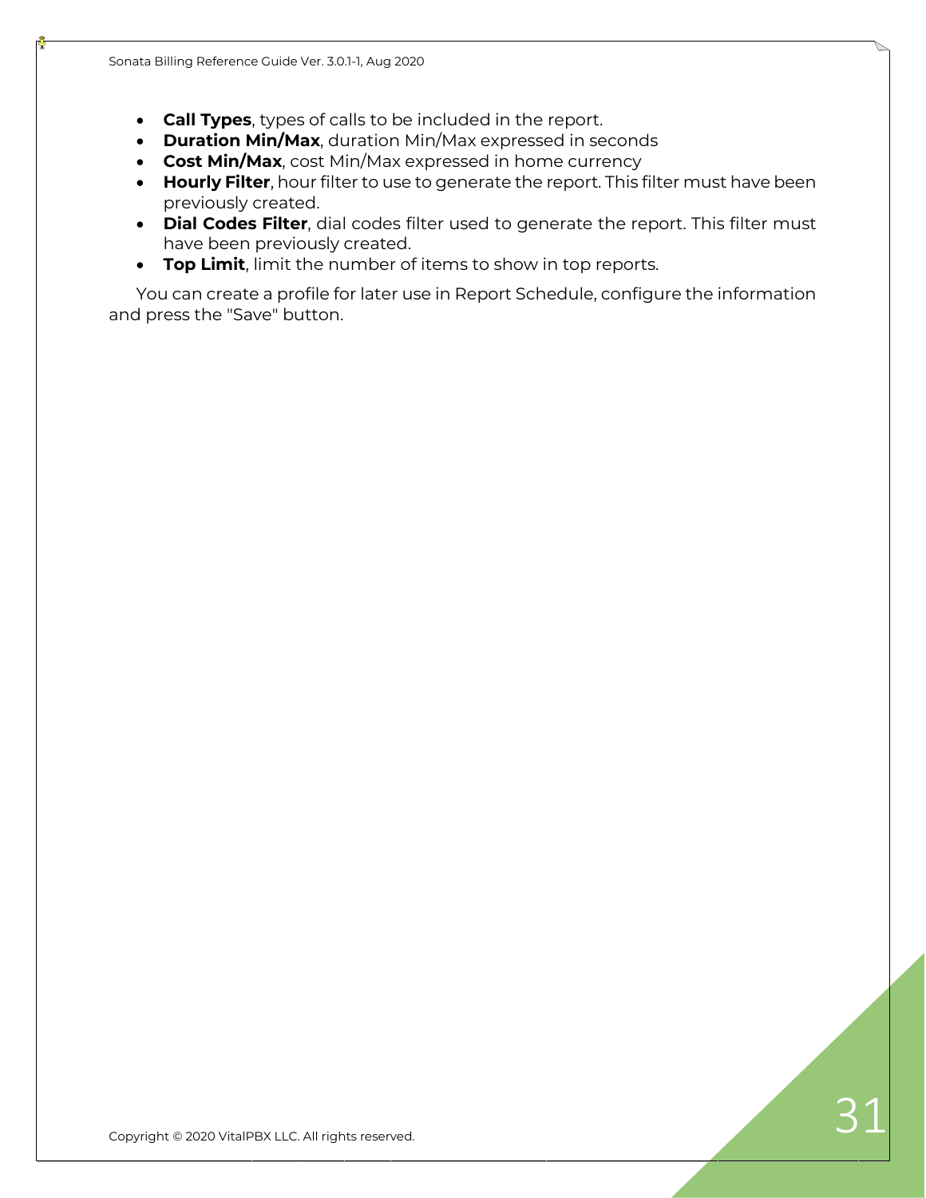- **Call Types**, types of calls to be included in the report.
- **Duration Min/Max**, duration Min/Max expressed in seconds
- **Cost Min/Max**, cost Min/Max expressed in home currency
- **Hourly Filter**, hour filter to use to generate the report. This filter must have been previously created.
- **Dial Codes Filter**, dial codes filter used to generate the report. This filter must have been previously created.
- **Top Limit**, limit the number of items to show in top reports.

You can create a profile for later use in Report Schedule, configure the information and press the "Save" button.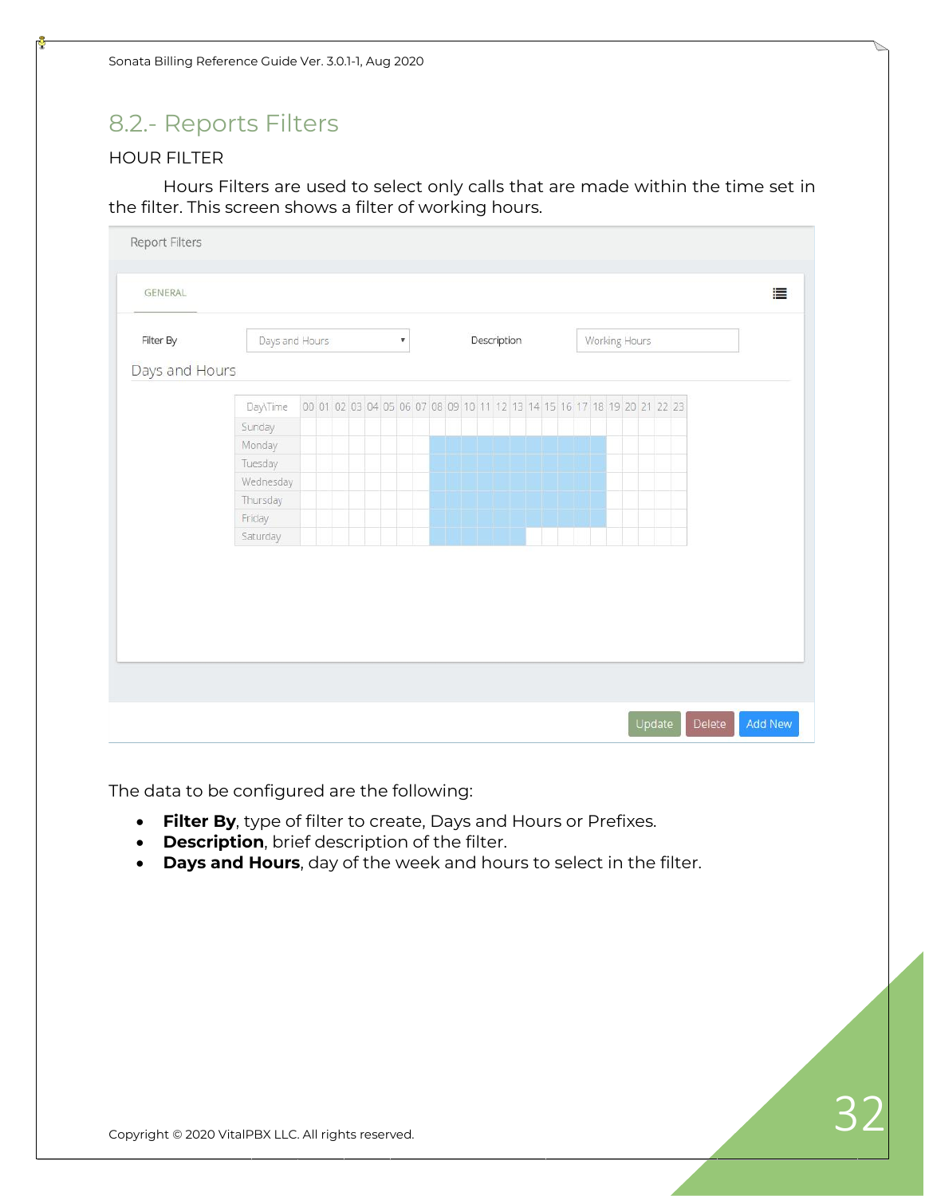## 8.2.- Reports Filters

### HOUR FILTER

Hours Filters are used to select only calls that are made within the time set in the filter. This screen shows a filter of working hours.

The data to be configured are the following:

- **Filter By**, type of filter to create, Days and Hours or Prefixes.
- **Description**, brief description of the filter.
- **Days and Hours**, day of the week and hours to select in the filter.

Copyright © 2020 VitalPBX LLC. All rights reserved.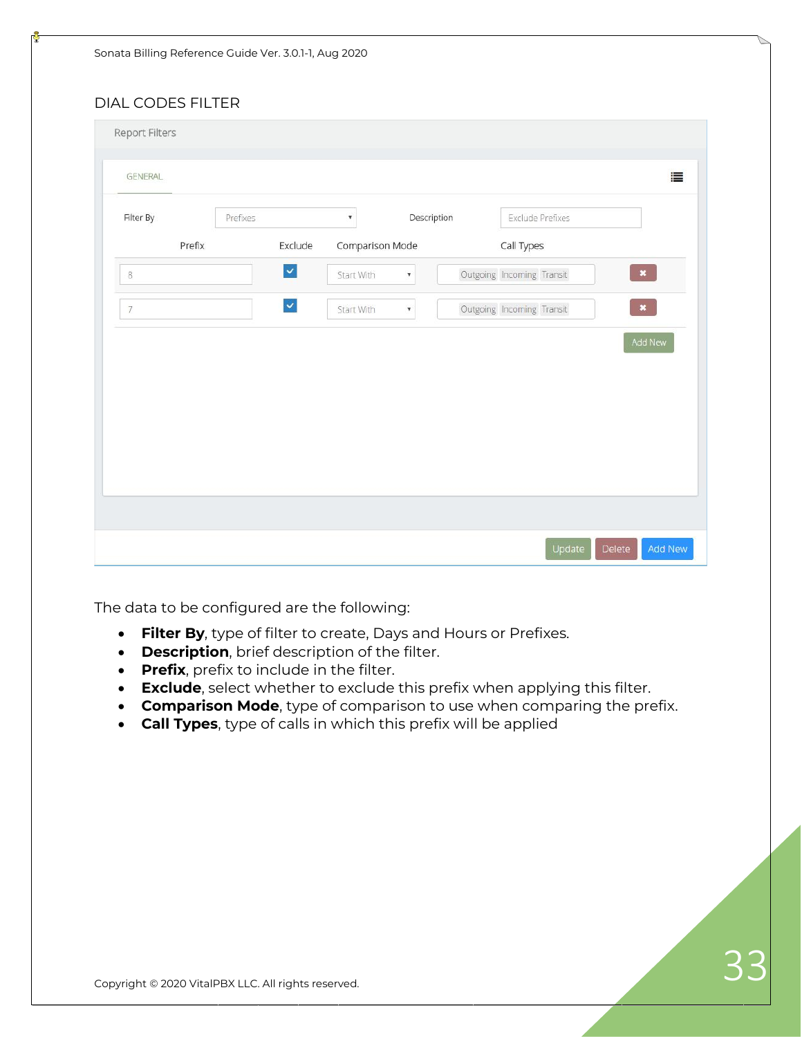## DIAL CODES FILTER

Report Filters

GENERAL

| Filter By | Prefixes | Description | Exclude Prefixes | |
|---|---|---|---|---|
| **Prefix** | **Exclude** | **Comparison Mode** | **Call Types** | |
| 8 | ☑ | Start With | Outgoing Incoming Transit | ✖ |
| 7 | ☑ | Start With | Outgoing Incoming Transit | ✖ |

Add New

Update Delete Add New

The data to be configured are the following:

- **Filter By**, type of filter to create, Days and Hours or Prefixes.
- **Description**, brief description of the filter.
- **Prefix**, prefix to include in the filter.
- **Exclude**, select whether to exclude this prefix when applying this filter.
- **Comparison Mode**, type of comparison to use when comparing the prefix.
- **Call Types**, type of calls in which this prefix will be applied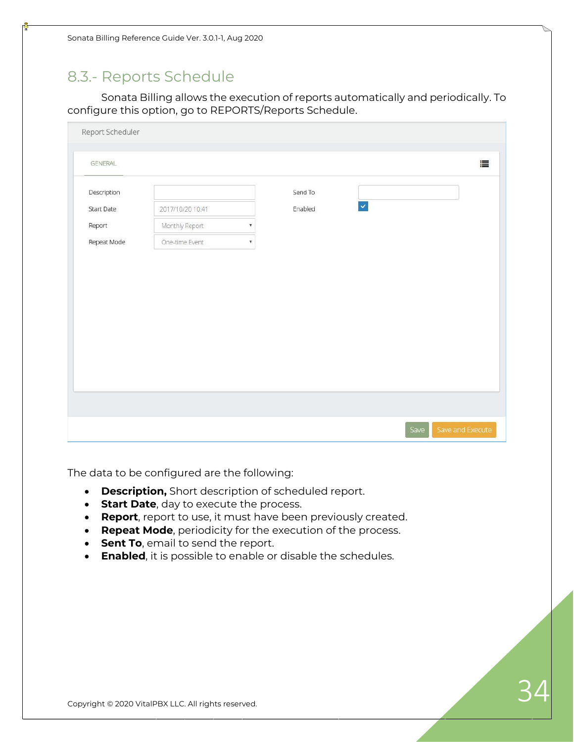## 8.3.- Reports Schedule

Sonata Billing allows the execution of reports automatically and periodically. To configure this option, go to REPORTS/Reports Schedule.

Report Scheduler

GENERAL

| | | | |
|---|---|---|---|
| Description | | Send To | |
| Start Date | 2017/10/20 10:41 | Enabled | ✓ |
| Report | Monthly Report | | |
| Repeat Mode | One-time Event | | |

Save | Save and Execute

The data to be configured are the following:

- **Description,** Short description of scheduled report.
- **Start Date**, day to execute the process.
- **Report**, report to use, it must have been previously created.
- **Repeat Mode**, periodicity for the execution of the process.
- **Sent To**, email to send the report.
- **Enabled**, it is possible to enable or disable the schedules.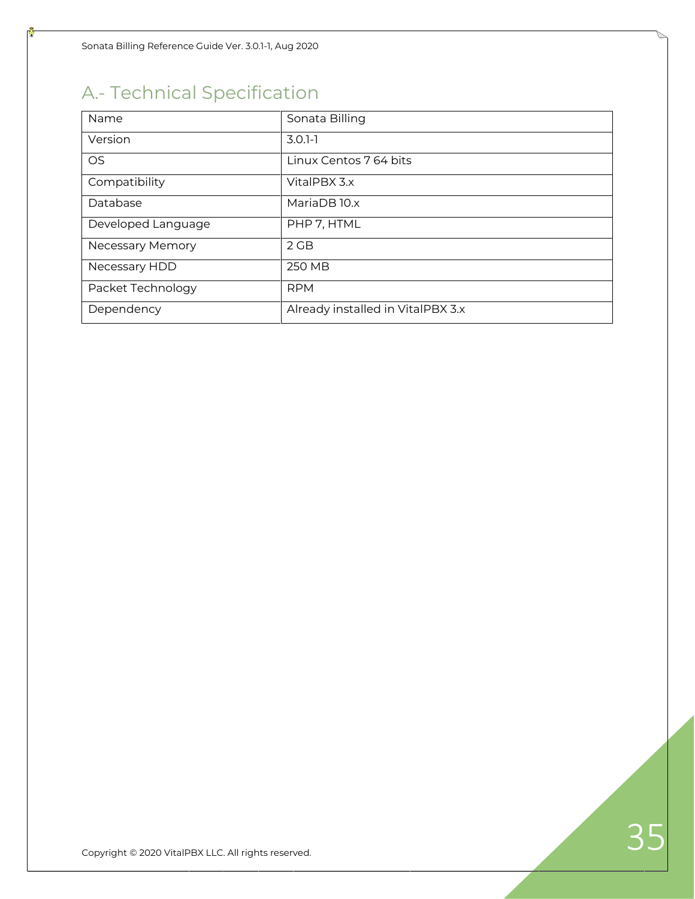## A.- Technical Specification

| | |
|---|---|
| Name | Sonata Billing |
| Version | 3.0.1-1 |
| OS | Linux Centos 7 64 bits |
| Compatibility | VitalPBX 3.x |
| Database | MariaDB 10.x |
| Developed Language | PHP 7, HTML |
| Necessary Memory | 2 GB |
| Necessary HDD | 250 MB |
| Packet Technology | RPM |
| Dependency | Already installed in VitalPBX 3.x |